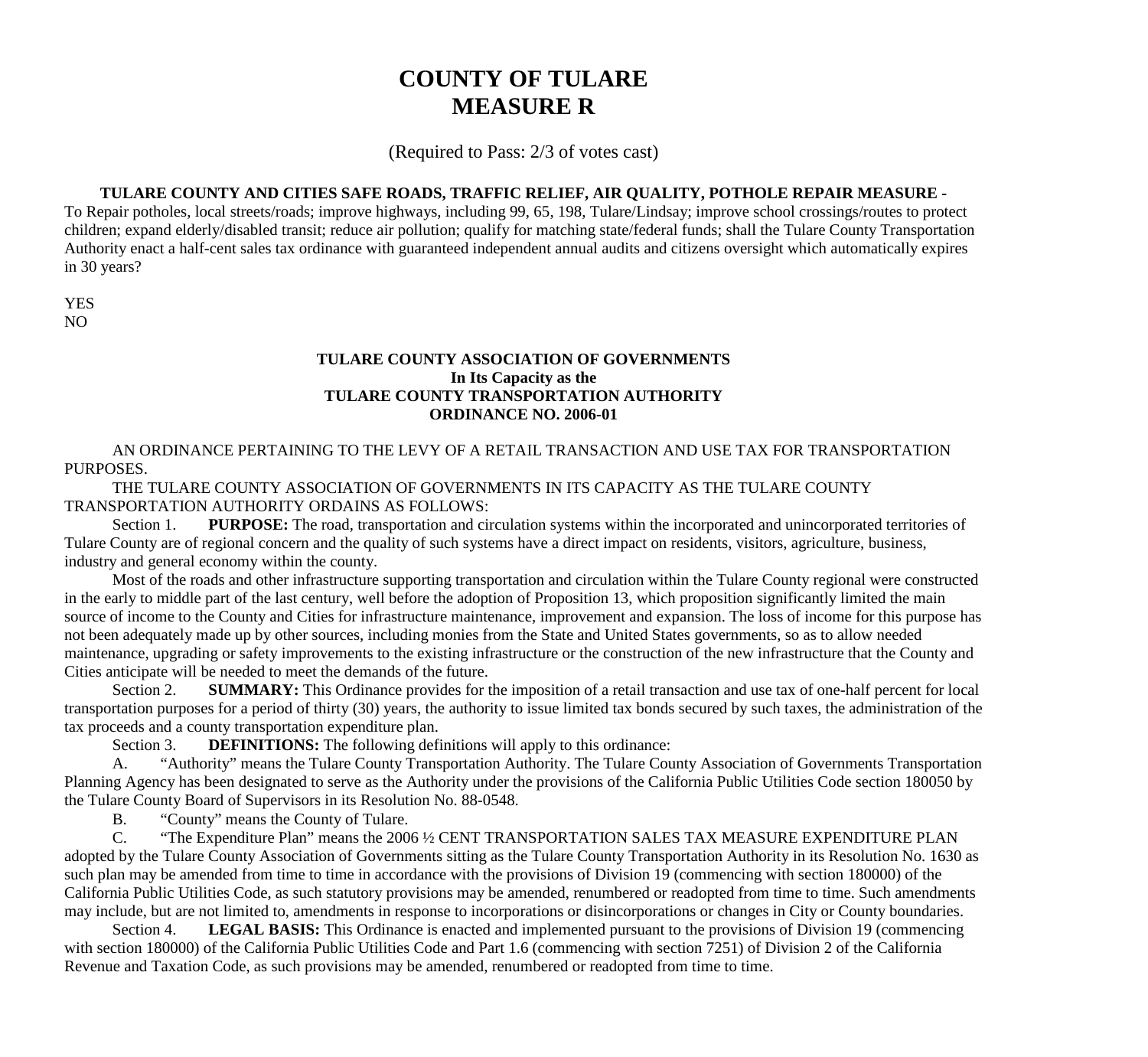# COUNTY OF TULARE
# MEASURE R

(Required to Pass: 2/3 of votes cast)

**TULARE COUNTY AND CITIES SAFE ROADS, TRAFFIC RELIEF, AIR QUALITY, POTHOLE REPAIR MEASURE -** To Repair potholes, local streets/roads; improve highways, including 99, 65, 198, Tulare/Lindsay; improve school crossings/routes to protect children; expand elderly/disabled transit; reduce air pollution; qualify for matching state/federal funds; shall the Tulare County Transportation Authority enact a half-cent sales tax ordinance with guaranteed independent annual audits and citizens oversight which automatically expires in 30 years?

YES
NO

**TULARE COUNTY ASSOCIATION OF GOVERNMENTS**
**In Its Capacity as the**
**TULARE COUNTY TRANSPORTATION AUTHORITY**
**ORDINANCE NO. 2006-01**

AN ORDINANCE PERTAINING TO THE LEVY OF A RETAIL TRANSACTION AND USE TAX FOR TRANSPORTATION PURPOSES.

THE TULARE COUNTY ASSOCIATION OF GOVERNMENTS IN ITS CAPACITY AS THE TULARE COUNTY TRANSPORTATION AUTHORITY ORDAINS AS FOLLOWS:

Section 1. **PURPOSE:** The road, transportation and circulation systems within the incorporated and unincorporated territories of Tulare County are of regional concern and the quality of such systems have a direct impact on residents, visitors, agriculture, business, industry and general economy within the county.

Most of the roads and other infrastructure supporting transportation and circulation within the Tulare County regional were constructed in the early to middle part of the last century, well before the adoption of Proposition 13, which proposition significantly limited the main source of income to the County and Cities for infrastructure maintenance, improvement and expansion. The loss of income for this purpose has not been adequately made up by other sources, including monies from the State and United States governments, so as to allow needed maintenance, upgrading or safety improvements to the existing infrastructure or the construction of the new infrastructure that the County and Cities anticipate will be needed to meet the demands of the future.

Section 2. **SUMMARY:** This Ordinance provides for the imposition of a retail transaction and use tax of one-half percent for local transportation purposes for a period of thirty (30) years, the authority to issue limited tax bonds secured by such taxes, the administration of the tax proceeds and a county transportation expenditure plan.

Section 3. **DEFINITIONS:** The following definitions will apply to this ordinance:

A. "Authority" means the Tulare County Transportation Authority. The Tulare County Association of Governments Transportation Planning Agency has been designated to serve as the Authority under the provisions of the California Public Utilities Code section 180050 by the Tulare County Board of Supervisors in its Resolution No. 88-0548.

B. "County" means the County of Tulare.

C. "The Expenditure Plan" means the 2006 ½ CENT TRANSPORTATION SALES TAX MEASURE EXPENDITURE PLAN adopted by the Tulare County Association of Governments sitting as the Tulare County Transportation Authority in its Resolution No. 1630 as such plan may be amended from time to time in accordance with the provisions of Division 19 (commencing with section 180000) of the California Public Utilities Code, as such statutory provisions may be amended, renumbered or readopted from time to time. Such amendments may include, but are not limited to, amendments in response to incorporations or disincorporations or changes in City or County boundaries.

Section 4. **LEGAL BASIS:** This Ordinance is enacted and implemented pursuant to the provisions of Division 19 (commencing with section 180000) of the California Public Utilities Code and Part 1.6 (commencing with section 7251) of Division 2 of the California Revenue and Taxation Code, as such provisions may be amended, renumbered or readopted from time to time.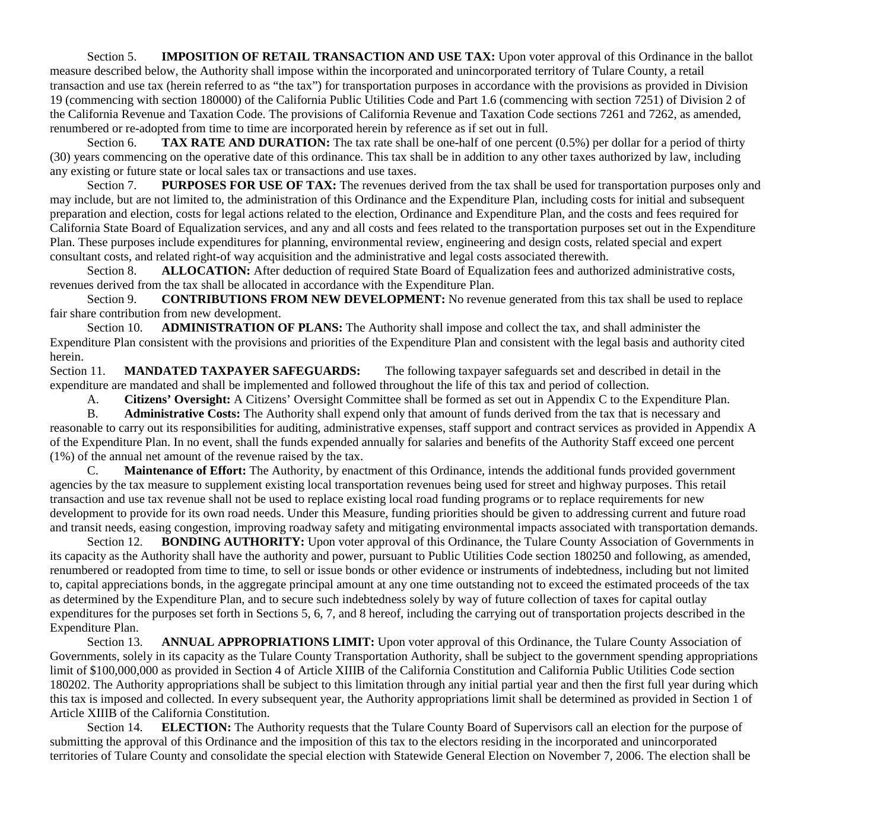Section 5. **IMPOSITION OF RETAIL TRANSACTION AND USE TAX:** Upon voter approval of this Ordinance in the ballot measure described below, the Authority shall impose within the incorporated and unincorporated territory of Tulare County, a retail transaction and use tax (herein referred to as "the tax") for transportation purposes in accordance with the provisions as provided in Division 19 (commencing with section 180000) of the California Public Utilities Code and Part 1.6 (commencing with section 7251) of Division 2 of the California Revenue and Taxation Code. The provisions of California Revenue and Taxation Code sections 7261 and 7262, as amended, renumbered or re-adopted from time to time are incorporated herein by reference as if set out in full.

Section 6. **TAX RATE AND DURATION:** The tax rate shall be one-half of one percent (0.5%) per dollar for a period of thirty (30) years commencing on the operative date of this ordinance. This tax shall be in addition to any other taxes authorized by law, including any existing or future state or local sales tax or transactions and use taxes.

Section 7. **PURPOSES FOR USE OF TAX:** The revenues derived from the tax shall be used for transportation purposes only and may include, but are not limited to, the administration of this Ordinance and the Expenditure Plan, including costs for initial and subsequent preparation and election, costs for legal actions related to the election, Ordinance and Expenditure Plan, and the costs and fees required for California State Board of Equalization services, and any and all costs and fees related to the transportation purposes set out in the Expenditure Plan. These purposes include expenditures for planning, environmental review, engineering and design costs, related special and expert consultant costs, and related right-of way acquisition and the administrative and legal costs associated therewith.

Section 8. **ALLOCATION:** After deduction of required State Board of Equalization fees and authorized administrative costs, revenues derived from the tax shall be allocated in accordance with the Expenditure Plan.

Section 9. **CONTRIBUTIONS FROM NEW DEVELOPMENT:** No revenue generated from this tax shall be used to replace fair share contribution from new development.

Section 10. **ADMINISTRATION OF PLANS:** The Authority shall impose and collect the tax, and shall administer the Expenditure Plan consistent with the provisions and priorities of the Expenditure Plan and consistent with the legal basis and authority cited herein.

Section 11. **MANDATED TAXPAYER SAFEGUARDS:** The following taxpayer safeguards set and described in detail in the expenditure are mandated and shall be implemented and followed throughout the life of this tax and period of collection.

A. **Citizens' Oversight:** A Citizens' Oversight Committee shall be formed as set out in Appendix C to the Expenditure Plan.

B. **Administrative Costs:** The Authority shall expend only that amount of funds derived from the tax that is necessary and reasonable to carry out its responsibilities for auditing, administrative expenses, staff support and contract services as provided in Appendix A of the Expenditure Plan. In no event, shall the funds expended annually for salaries and benefits of the Authority Staff exceed one percent (1%) of the annual net amount of the revenue raised by the tax.

C. **Maintenance of Effort:** The Authority, by enactment of this Ordinance, intends the additional funds provided government agencies by the tax measure to supplement existing local transportation revenues being used for street and highway purposes. This retail transaction and use tax revenue shall not be used to replace existing local road funding programs or to replace requirements for new development to provide for its own road needs. Under this Measure, funding priorities should be given to addressing current and future road and transit needs, easing congestion, improving roadway safety and mitigating environmental impacts associated with transportation demands.

Section 12. **BONDING AUTHORITY:** Upon voter approval of this Ordinance, the Tulare County Association of Governments in its capacity as the Authority shall have the authority and power, pursuant to Public Utilities Code section 180250 and following, as amended, renumbered or readopted from time to time, to sell or issue bonds or other evidence or instruments of indebtedness, including but not limited to, capital appreciations bonds, in the aggregate principal amount at any one time outstanding not to exceed the estimated proceeds of the tax as determined by the Expenditure Plan, and to secure such indebtedness solely by way of future collection of taxes for capital outlay expenditures for the purposes set forth in Sections 5, 6, 7, and 8 hereof, including the carrying out of transportation projects described in the Expenditure Plan.

Section 13. **ANNUAL APPROPRIATIONS LIMIT:** Upon voter approval of this Ordinance, the Tulare County Association of Governments, solely in its capacity as the Tulare County Transportation Authority, shall be subject to the government spending appropriations limit of $100,000,000 as provided in Section 4 of Article XIIIB of the California Constitution and California Public Utilities Code section 180202. The Authority appropriations shall be subject to this limitation through any initial partial year and then the first full year during which this tax is imposed and collected. In every subsequent year, the Authority appropriations limit shall be determined as provided in Section 1 of Article XIIIB of the California Constitution.

Section 14. **ELECTION:** The Authority requests that the Tulare County Board of Supervisors call an election for the purpose of submitting the approval of this Ordinance and the imposition of this tax to the electors residing in the incorporated and unincorporated territories of Tulare County and consolidate the special election with Statewide General Election on November 7, 2006. The election shall be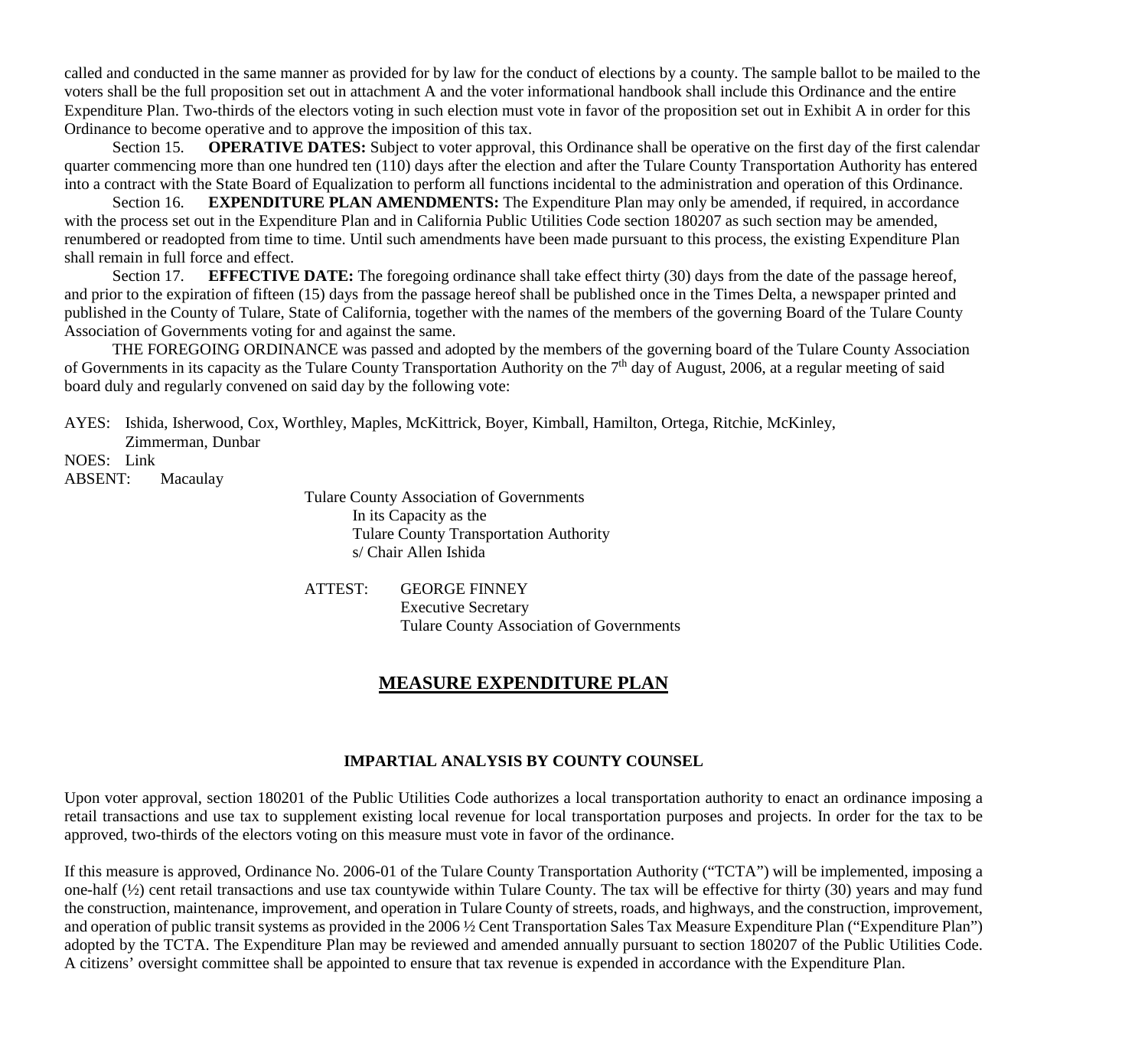called and conducted in the same manner as provided for by law for the conduct of elections by a county. The sample ballot to be mailed to the voters shall be the full proposition set out in attachment A and the voter informational handbook shall include this Ordinance and the entire Expenditure Plan. Two-thirds of the electors voting in such election must vote in favor of the proposition set out in Exhibit A in order for this Ordinance to become operative and to approve the imposition of this tax.

Section 15. **OPERATIVE DATES:** Subject to voter approval, this Ordinance shall be operative on the first day of the first calendar quarter commencing more than one hundred ten (110) days after the election and after the Tulare County Transportation Authority has entered into a contract with the State Board of Equalization to perform all functions incidental to the administration and operation of this Ordinance.

Section 16. **EXPENDITURE PLAN AMENDMENTS:** The Expenditure Plan may only be amended, if required, in accordance with the process set out in the Expenditure Plan and in California Public Utilities Code section 180207 as such section may be amended, renumbered or readopted from time to time. Until such amendments have been made pursuant to this process, the existing Expenditure Plan shall remain in full force and effect.

Section 17. **EFFECTIVE DATE:** The foregoing ordinance shall take effect thirty (30) days from the date of the passage hereof, and prior to the expiration of fifteen (15) days from the passage hereof shall be published once in the Times Delta, a newspaper printed and published in the County of Tulare, State of California, together with the names of the members of the governing Board of the Tulare County Association of Governments voting for and against the same.

THE FOREGOING ORDINANCE was passed and adopted by the members of the governing board of the Tulare County Association of Governments in its capacity as the Tulare County Transportation Authority on the 7th day of August, 2006, at a regular meeting of said board duly and regularly convened on said day by the following vote:

AYES: Ishida, Isherwood, Cox, Worthley, Maples, McKittrick, Boyer, Kimball, Hamilton, Ortega, Ritchie, McKinley, Zimmerman, Dunbar
NOES: Link
ABSENT: Macaulay

Tulare County Association of Governments
In its Capacity as the
Tulare County Transportation Authority
s/ Chair Allen Ishida

ATTEST: GEORGE FINNEY
Executive Secretary
Tulare County Association of Governments

## MEASURE EXPENDITURE PLAN

### IMPARTIAL ANALYSIS BY COUNTY COUNSEL

Upon voter approval, section 180201 of the Public Utilities Code authorizes a local transportation authority to enact an ordinance imposing a retail transactions and use tax to supplement existing local revenue for local transportation purposes and projects. In order for the tax to be approved, two-thirds of the electors voting on this measure must vote in favor of the ordinance.

If this measure is approved, Ordinance No. 2006-01 of the Tulare County Transportation Authority ("TCTA") will be implemented, imposing a one-half (½) cent retail transactions and use tax countywide within Tulare County. The tax will be effective for thirty (30) years and may fund the construction, maintenance, improvement, and operation in Tulare County of streets, roads, and highways, and the construction, improvement, and operation of public transit systems as provided in the 2006 ½ Cent Transportation Sales Tax Measure Expenditure Plan ("Expenditure Plan") adopted by the TCTA. The Expenditure Plan may be reviewed and amended annually pursuant to section 180207 of the Public Utilities Code. A citizens' oversight committee shall be appointed to ensure that tax revenue is expended in accordance with the Expenditure Plan.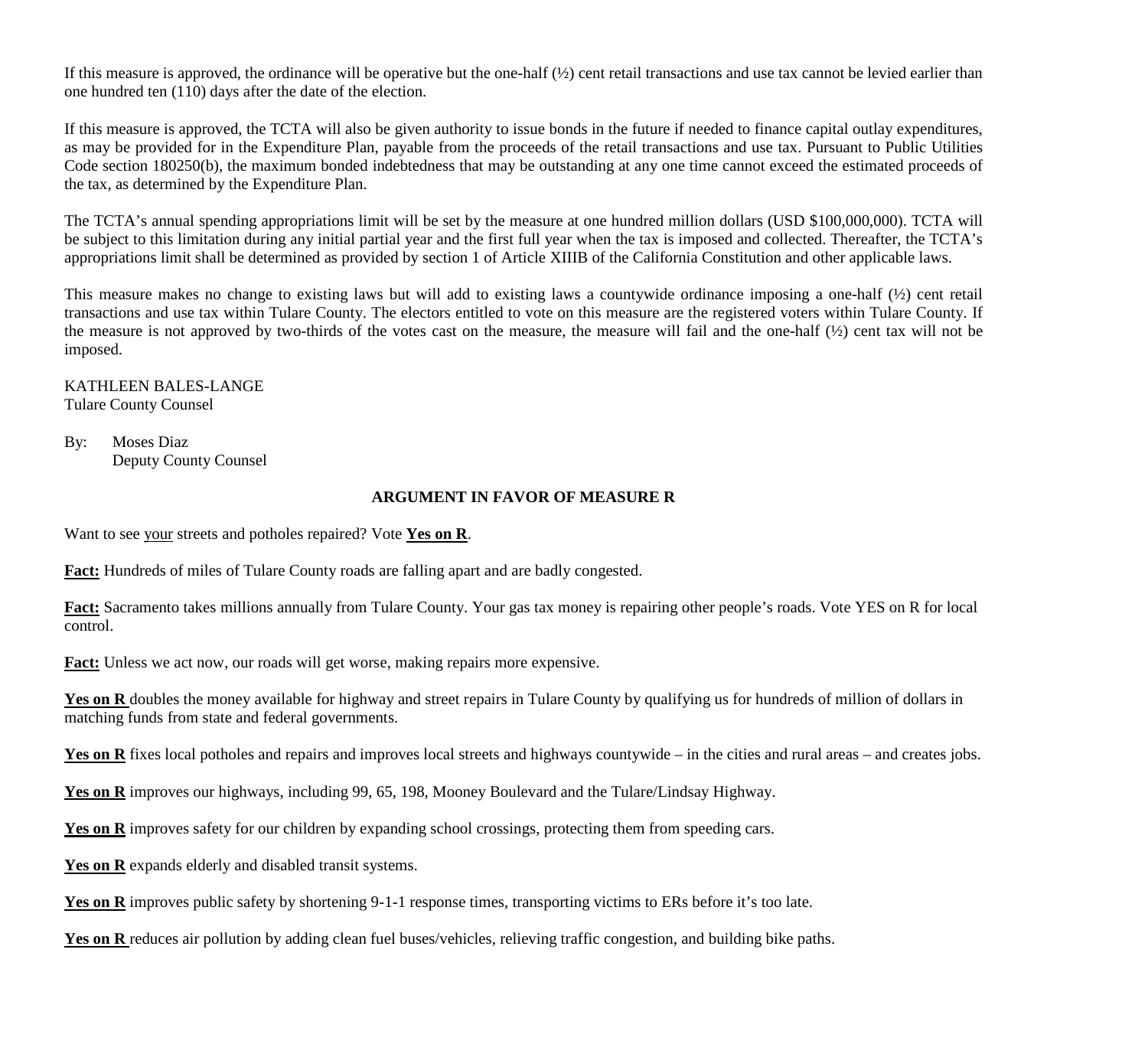If this measure is approved, the ordinance will be operative but the one-half (½) cent retail transactions and use tax cannot be levied earlier than one hundred ten (110) days after the date of the election.

If this measure is approved, the TCTA will also be given authority to issue bonds in the future if needed to finance capital outlay expenditures, as may be provided for in the Expenditure Plan, payable from the proceeds of the retail transactions and use tax. Pursuant to Public Utilities Code section 180250(b), the maximum bonded indebtedness that may be outstanding at any one time cannot exceed the estimated proceeds of the tax, as determined by the Expenditure Plan.

The TCTA's annual spending appropriations limit will be set by the measure at one hundred million dollars (USD $100,000,000). TCTA will be subject to this limitation during any initial partial year and the first full year when the tax is imposed and collected. Thereafter, the TCTA's appropriations limit shall be determined as provided by section 1 of Article XIIIB of the California Constitution and other applicable laws.

This measure makes no change to existing laws but will add to existing laws a countywide ordinance imposing a one-half (½) cent retail transactions and use tax within Tulare County. The electors entitled to vote on this measure are the registered voters within Tulare County. If the measure is not approved by two-thirds of the votes cast on the measure, the measure will fail and the one-half (½) cent tax will not be imposed.

KATHLEEN BALES-LANGE
Tulare County Counsel

By: Moses Diaz
Deputy County Counsel

## ARGUMENT IN FAVOR OF MEASURE R

Want to see your streets and potholes repaired? Vote **Yes on R**.

**Fact:** Hundreds of miles of Tulare County roads are falling apart and are badly congested.

**Fact:** Sacramento takes millions annually from Tulare County. Your gas tax money is repairing other people's roads. Vote YES on R for local control.

**Fact:** Unless we act now, our roads will get worse, making repairs more expensive.

**Yes on R** doubles the money available for highway and street repairs in Tulare County by qualifying us for hundreds of million of dollars in matching funds from state and federal governments.

**Yes on R** fixes local potholes and repairs and improves local streets and highways countywide – in the cities and rural areas – and creates jobs.

**Yes on R** improves our highways, including 99, 65, 198, Mooney Boulevard and the Tulare/Lindsay Highway.

**Yes on R** improves safety for our children by expanding school crossings, protecting them from speeding cars.

**Yes on R** expands elderly and disabled transit systems.

**Yes on R** improves public safety by shortening 9-1-1 response times, transporting victims to ERs before it's too late.

**Yes on R** reduces air pollution by adding clean fuel buses/vehicles, relieving traffic congestion, and building bike paths.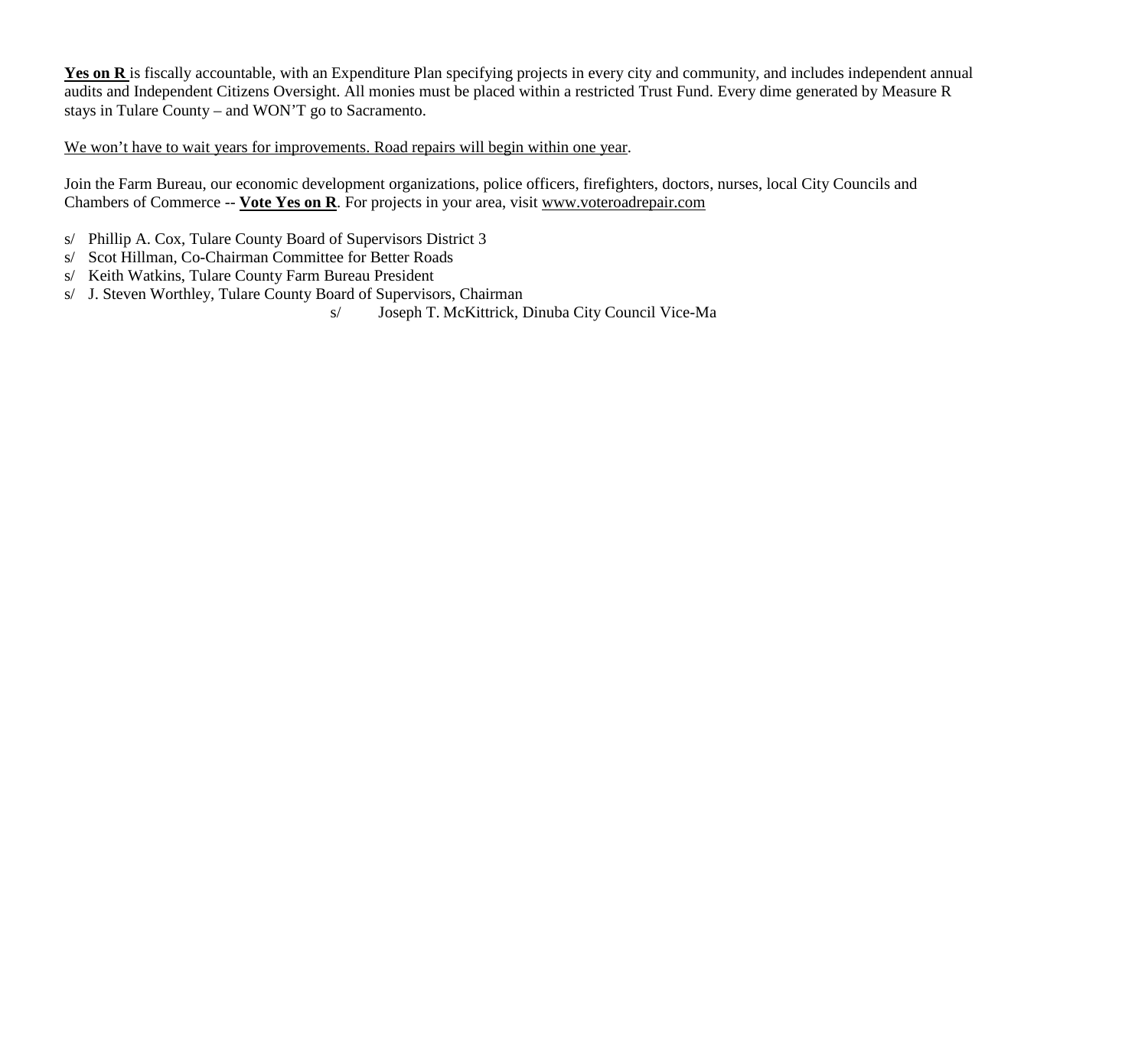<u>**Yes on R**</u> is fiscally accountable, with an Expenditure Plan specifying projects in every city and community, and includes independent annual audits and Independent Citizens Oversight. All monies must be placed within a restricted Trust Fund. Every dime generated by Measure R stays in Tulare County – and WON'T go to Sacramento.

<u>We won't have to wait years for improvements. Road repairs will begin within one year</u>.

Join the Farm Bureau, our economic development organizations, police officers, firefighters, doctors, nurses, local City Councils and Chambers of Commerce -- <u>**Vote Yes on R**</u>. For projects in your area, visit <u>www.voteroadrepair.com</u>

s/ Phillip A. Cox, Tulare County Board of Supervisors District 3
s/ Scot Hillman, Co-Chairman Committee for Better Roads
s/ Keith Watkins, Tulare County Farm Bureau President
s/ J. Steven Worthley, Tulare County Board of Supervisors, Chairman
s/ Joseph T. McKittrick, Dinuba City Council Vice-Ma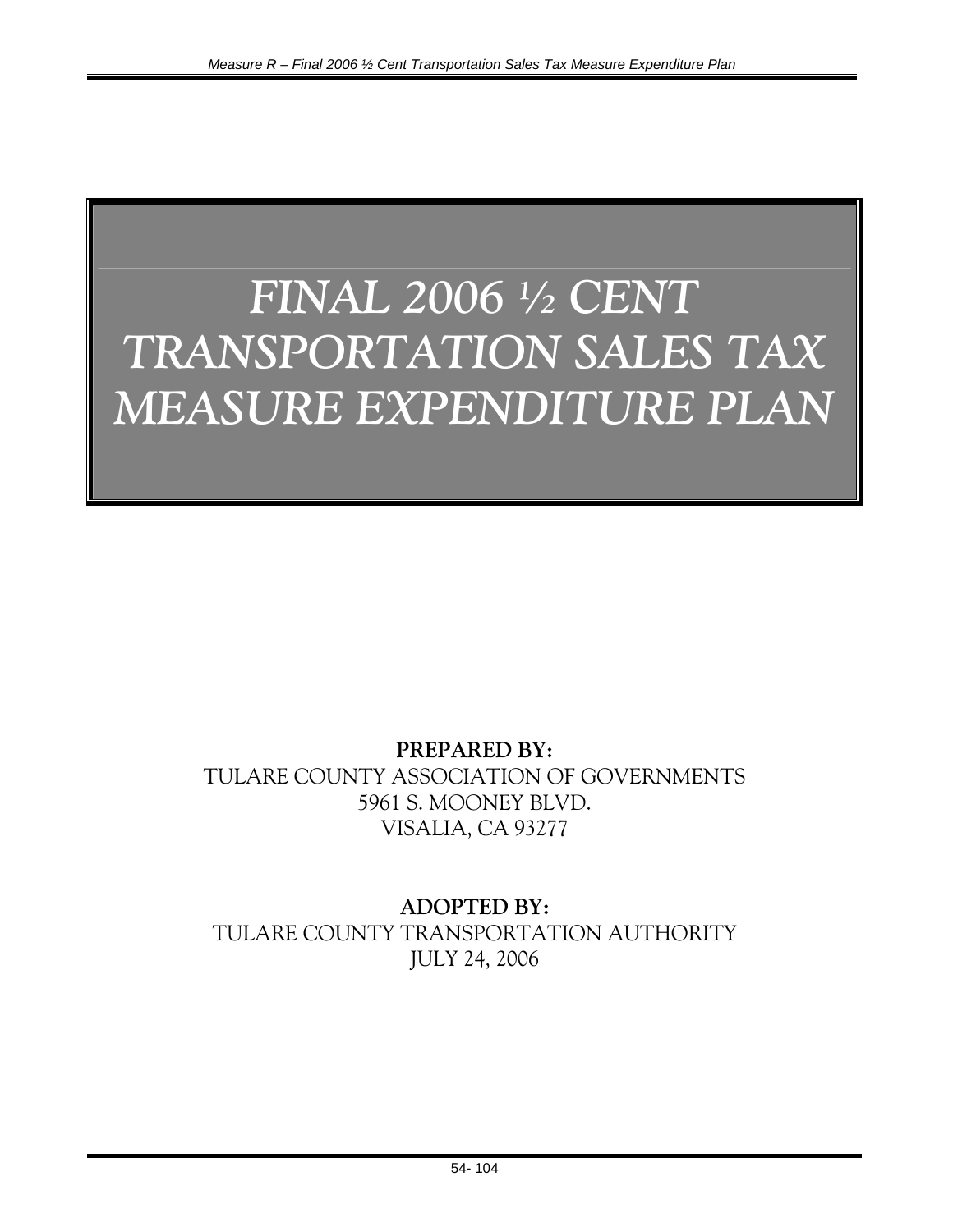# FINAL 2006 ½ CENT TRANSPORTATION SALES TAX MEASURE EXPENDITURE PLAN

**PREPARED BY:**

TULARE COUNTY ASSOCIATION OF GOVERNMENTS
5961 S. MOONEY BLVD.
VISALIA, CA 93277

**ADOPTED BY:**

TULARE COUNTY TRANSPORTATION AUTHORITY
JULY 24, 2006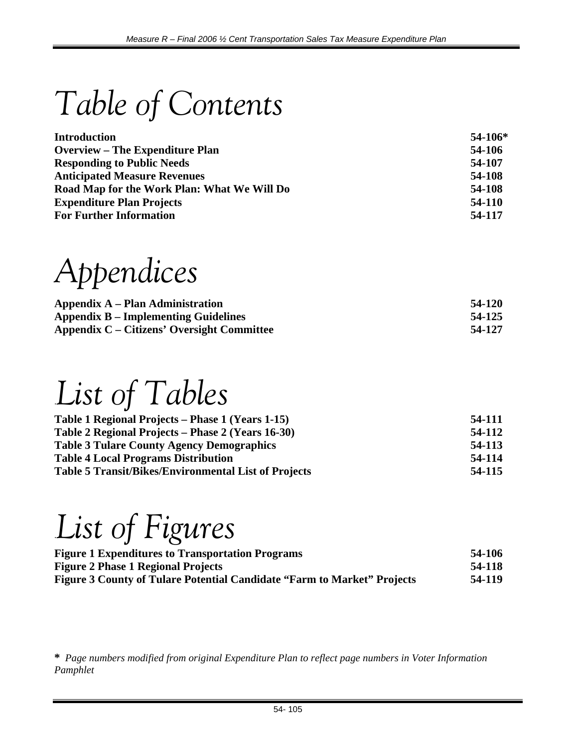# Table of Contents

| | |
|---|---|
| **Introduction** | **54-106*** |
| **Overview – The Expenditure Plan** | **54-106** |
| **Responding to Public Needs** | **54-107** |
| **Anticipated Measure Revenues** | **54-108** |
| **Road Map for the Work Plan: What We Will Do** | **54-108** |
| **Expenditure Plan Projects** | **54-110** |
| **For Further Information** | **54-117** |

# Appendices

| | |
|---|---|
| **Appendix A – Plan Administration** | **54-120** |
| **Appendix B – Implementing Guidelines** | **54-125** |
| **Appendix C – Citizens' Oversight Committee** | **54-127** |

# List of Tables

| | |
|---|---|
| **Table 1 Regional Projects – Phase 1 (Years 1-15)** | **54-111** |
| **Table 2 Regional Projects – Phase 2 (Years 16-30)** | **54-112** |
| **Table 3 Tulare County Agency Demographics** | **54-113** |
| **Table 4 Local Programs Distribution** | **54-114** |
| **Table 5 Transit/Bikes/Environmental List of Projects** | **54-115** |

# List of Figures

| | |
|---|---|
| **Figure 1 Expenditures to Transportation Programs** | **54-106** |
| **Figure 2 Phase 1 Regional Projects** | **54-118** |
| **Figure 3 County of Tulare Potential Candidate "Farm to Market" Projects** | **54-119** |

**\*** *Page numbers modified from original Expenditure Plan to reflect page numbers in Voter Information Pamphlet*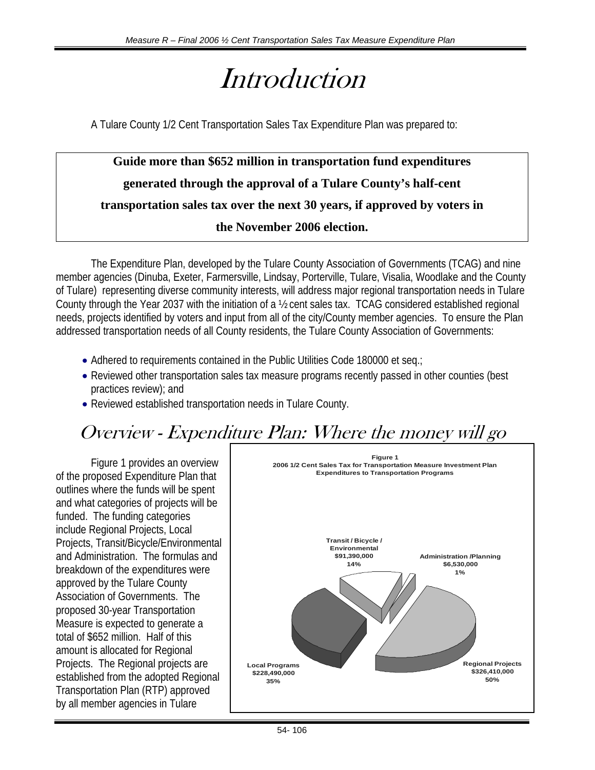# Introduction

A Tulare County 1/2 Cent Transportation Sales Tax Expenditure Plan was prepared to:

**Guide more than $652 million in transportation fund expenditures generated through the approval of a Tulare County's half-cent transportation sales tax over the next 30 years, if approved by voters in the November 2006 election.**

The Expenditure Plan, developed by the Tulare County Association of Governments (TCAG) and nine member agencies (Dinuba, Exeter, Farmersville, Lindsay, Porterville, Tulare, Visalia, Woodlake and the County of Tulare) representing diverse community interests, will address major regional transportation needs in Tulare County through the Year 2037 with the initiation of a ½ cent sales tax. TCAG considered established regional needs, projects identified by voters and input from all of the city/County member agencies. To ensure the Plan addressed transportation needs of all County residents, the Tulare County Association of Governments:

- Adhered to requirements contained in the Public Utilities Code 180000 et seq.;
- Reviewed other transportation sales tax measure programs recently passed in other counties (best practices review); and
- Reviewed established transportation needs in Tulare County.

## Overview - Expenditure Plan: Where the money will go

Figure 1 provides an overview of the proposed Expenditure Plan that outlines where the funds will be spent and what categories of projects will be funded. The funding categories include Regional Projects, Local Projects, Transit/Bicycle/Environmental and Administration. The formulas and breakdown of the expenditures were approved by the Tulare County Association of Governments. The proposed 30-year Transportation Measure is expected to generate a total of $652 million. Half of this amount is allocated for Regional Projects. The Regional projects are established from the adopted Regional Transportation Plan (RTP) approved by all member agencies in Tulare

**Figure 1**
**2006 1/2 Cent Sales Tax for Transportation Measure Investment Plan**
**Expenditures to Transportation Programs**

| Category | Amount | Percent |
|---|---|---|
| Regional Projects | $326,410,000 | 50% |
| Local Programs | $228,490,000 | 35% |
| Transit / Bicycle / Environmental | $91,390,000 | 14% |
| Administration /Planning | $6,530,000 | 1% |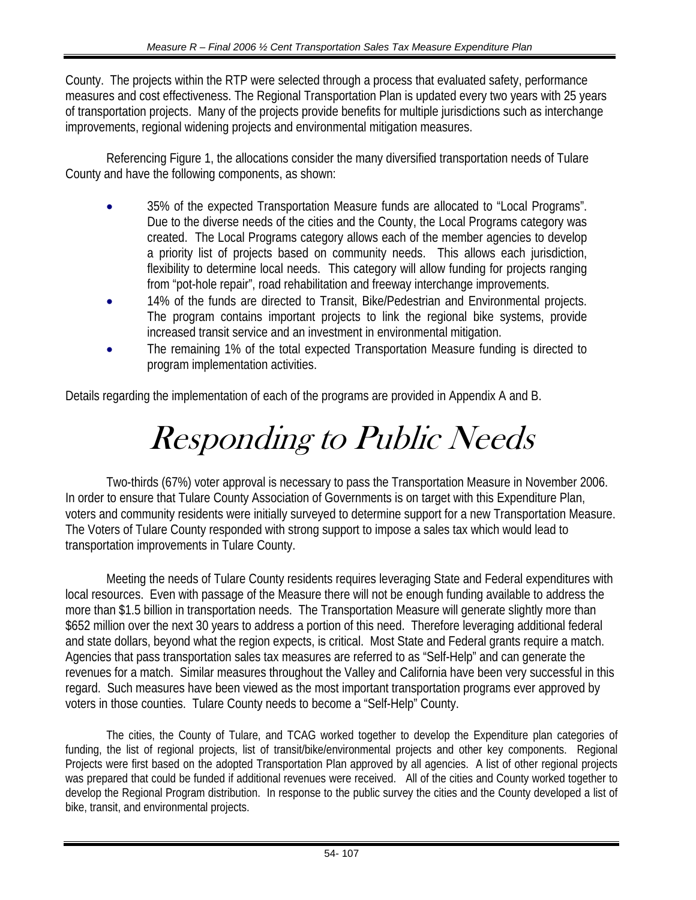County. The projects within the RTP were selected through a process that evaluated safety, performance measures and cost effectiveness. The Regional Transportation Plan is updated every two years with 25 years of transportation projects. Many of the projects provide benefits for multiple jurisdictions such as interchange improvements, regional widening projects and environmental mitigation measures.

Referencing Figure 1, the allocations consider the many diversified transportation needs of Tulare County and have the following components, as shown:

- 35% of the expected Transportation Measure funds are allocated to "Local Programs". Due to the diverse needs of the cities and the County, the Local Programs category was created. The Local Programs category allows each of the member agencies to develop a priority list of projects based on community needs. This allows each jurisdiction, flexibility to determine local needs. This category will allow funding for projects ranging from "pot-hole repair", road rehabilitation and freeway interchange improvements.
- 14% of the funds are directed to Transit, Bike/Pedestrian and Environmental projects. The program contains important projects to link the regional bike systems, provide increased transit service and an investment in environmental mitigation.
- The remaining 1% of the total expected Transportation Measure funding is directed to program implementation activities.

Details regarding the implementation of each of the programs are provided in Appendix A and B.

# Responding to Public Needs

Two-thirds (67%) voter approval is necessary to pass the Transportation Measure in November 2006. In order to ensure that Tulare County Association of Governments is on target with this Expenditure Plan, voters and community residents were initially surveyed to determine support for a new Transportation Measure. The Voters of Tulare County responded with strong support to impose a sales tax which would lead to transportation improvements in Tulare County.

Meeting the needs of Tulare County residents requires leveraging State and Federal expenditures with local resources. Even with passage of the Measure there will not be enough funding available to address the more than $1.5 billion in transportation needs. The Transportation Measure will generate slightly more than $652 million over the next 30 years to address a portion of this need. Therefore leveraging additional federal and state dollars, beyond what the region expects, is critical. Most State and Federal grants require a match. Agencies that pass transportation sales tax measures are referred to as "Self-Help" and can generate the revenues for a match. Similar measures throughout the Valley and California have been very successful in this regard. Such measures have been viewed as the most important transportation programs ever approved by voters in those counties. Tulare County needs to become a "Self-Help" County.

The cities, the County of Tulare, and TCAG worked together to develop the Expenditure plan categories of funding, the list of regional projects, list of transit/bike/environmental projects and other key components. Regional Projects were first based on the adopted Transportation Plan approved by all agencies. A list of other regional projects was prepared that could be funded if additional revenues were received. All of the cities and County worked together to develop the Regional Program distribution. In response to the public survey the cities and the County developed a list of bike, transit, and environmental projects.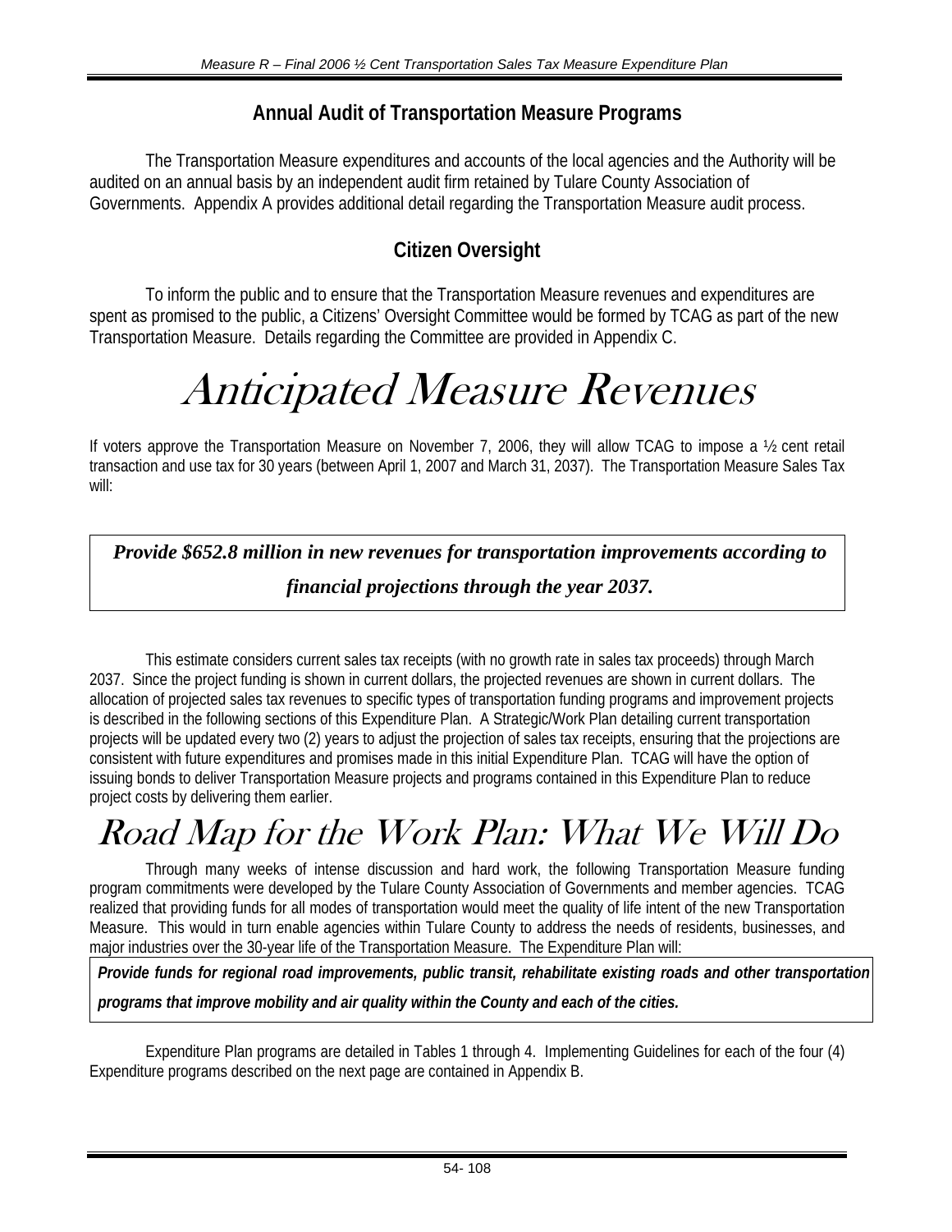## Annual Audit of Transportation Measure Programs

The Transportation Measure expenditures and accounts of the local agencies and the Authority will be audited on an annual basis by an independent audit firm retained by Tulare County Association of Governments. Appendix A provides additional detail regarding the Transportation Measure audit process.

## Citizen Oversight

To inform the public and to ensure that the Transportation Measure revenues and expenditures are spent as promised to the public, a Citizens' Oversight Committee would be formed by TCAG as part of the new Transportation Measure. Details regarding the Committee are provided in Appendix C.

# Anticipated Measure Revenues

If voters approve the Transportation Measure on November 7, 2006, they will allow TCAG to impose a ½ cent retail transaction and use tax for 30 years (between April 1, 2007 and March 31, 2037). The Transportation Measure Sales Tax will:

***Provide $652.8 million in new revenues for transportation improvements according to financial projections through the year 2037.***

This estimate considers current sales tax receipts (with no growth rate in sales tax proceeds) through March 2037. Since the project funding is shown in current dollars, the projected revenues are shown in current dollars. The allocation of projected sales tax revenues to specific types of transportation funding programs and improvement projects is described in the following sections of this Expenditure Plan. A Strategic/Work Plan detailing current transportation projects will be updated every two (2) years to adjust the projection of sales tax receipts, ensuring that the projections are consistent with future expenditures and promises made in this initial Expenditure Plan. TCAG will have the option of issuing bonds to deliver Transportation Measure projects and programs contained in this Expenditure Plan to reduce project costs by delivering them earlier.

# Road Map for the Work Plan: What We Will Do

Through many weeks of intense discussion and hard work, the following Transportation Measure funding program commitments were developed by the Tulare County Association of Governments and member agencies. TCAG realized that providing funds for all modes of transportation would meet the quality of life intent of the new Transportation Measure. This would in turn enable agencies within Tulare County to address the needs of residents, businesses, and major industries over the 30-year life of the Transportation Measure. The Expenditure Plan will:

***Provide funds for regional road improvements, public transit, rehabilitate existing roads and other transportation programs that improve mobility and air quality within the County and each of the cities.***

Expenditure Plan programs are detailed in Tables 1 through 4. Implementing Guidelines for each of the four (4) Expenditure programs described on the next page are contained in Appendix B.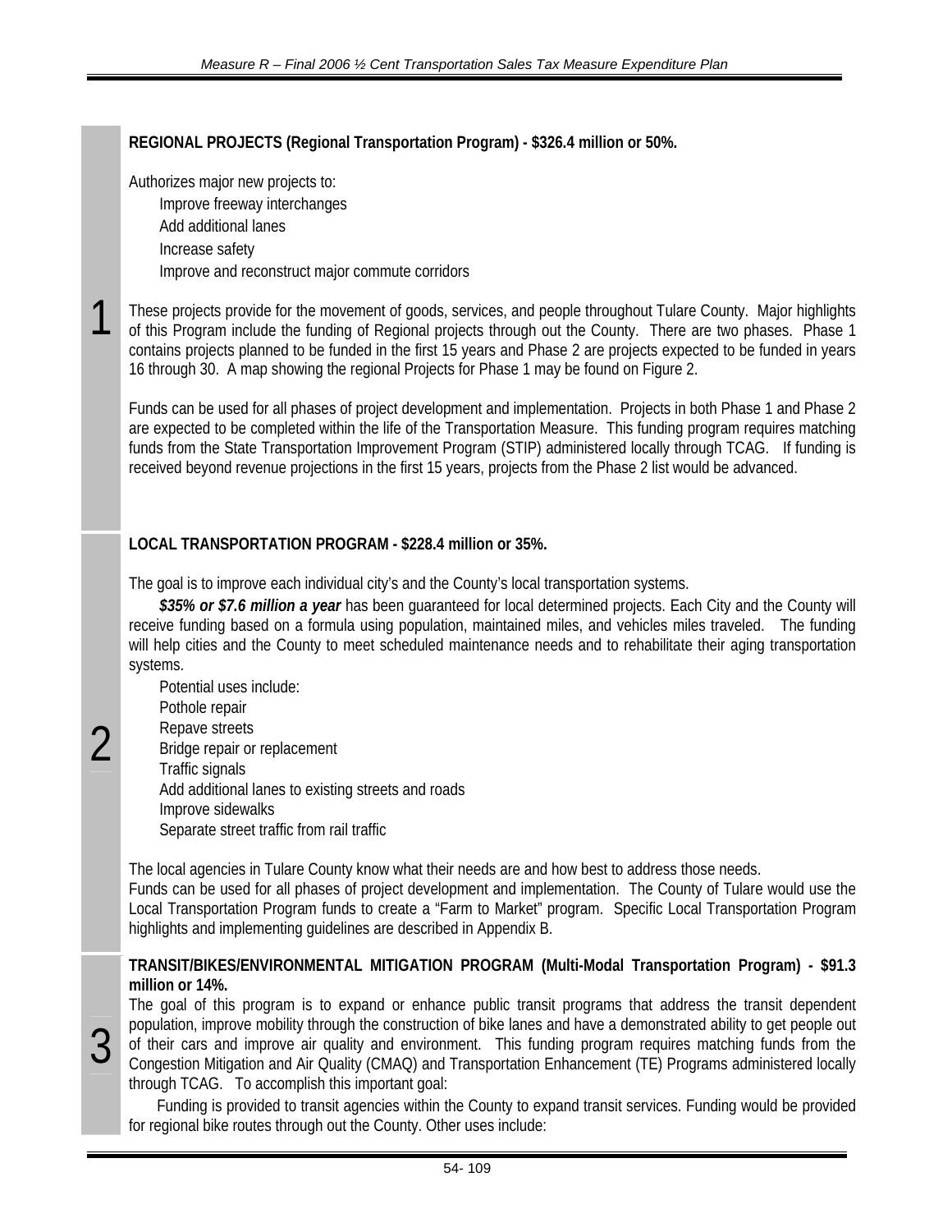## 1

**REGIONAL PROJECTS (Regional Transportation Program) - $326.4 million or 50%.**

Authorizes major new projects to:

- Improve freeway interchanges
- Add additional lanes
- Increase safety
- Improve and reconstruct major commute corridors

These projects provide for the movement of goods, services, and people throughout Tulare County. Major highlights of this Program include the funding of Regional projects through out the County. There are two phases. Phase 1 contains projects planned to be funded in the first 15 years and Phase 2 are projects expected to be funded in years 16 through 30. A map showing the regional Projects for Phase 1 may be found on Figure 2.

Funds can be used for all phases of project development and implementation. Projects in both Phase 1 and Phase 2 are expected to be completed within the life of the Transportation Measure. This funding program requires matching funds from the State Transportation Improvement Program (STIP) administered locally through TCAG. If funding is received beyond revenue projections in the first 15 years, projects from the Phase 2 list would be advanced.

## 2

**LOCAL TRANSPORTATION PROGRAM - $228.4 million or 35%.**

The goal is to improve each individual city's and the County's local transportation systems.

***$35% or $7.6 million a year*** has been guaranteed for local determined projects. Each City and the County will receive funding based on a formula using population, maintained miles, and vehicles miles traveled. The funding will help cities and the County to meet scheduled maintenance needs and to rehabilitate their aging transportation systems.

Potential uses include:

- Pothole repair
- Repave streets
- Bridge repair or replacement
- Traffic signals
- Add additional lanes to existing streets and roads
- Improve sidewalks
- Separate street traffic from rail traffic

The local agencies in Tulare County know what their needs are and how best to address those needs.
Funds can be used for all phases of project development and implementation. The County of Tulare would use the Local Transportation Program funds to create a "Farm to Market" program. Specific Local Transportation Program highlights and implementing guidelines are described in Appendix B.

## 3

**TRANSIT/BIKES/ENVIRONMENTAL MITIGATION PROGRAM (Multi-Modal Transportation Program) - $91.3 million or 14%.**

The goal of this program is to expand or enhance public transit programs that address the transit dependent population, improve mobility through the construction of bike lanes and have a demonstrated ability to get people out of their cars and improve air quality and environment. This funding program requires matching funds from the Congestion Mitigation and Air Quality (CMAQ) and Transportation Enhancement (TE) Programs administered locally through TCAG. To accomplish this important goal:

Funding is provided to transit agencies within the County to expand transit services. Funding would be provided for regional bike routes through out the County. Other uses include: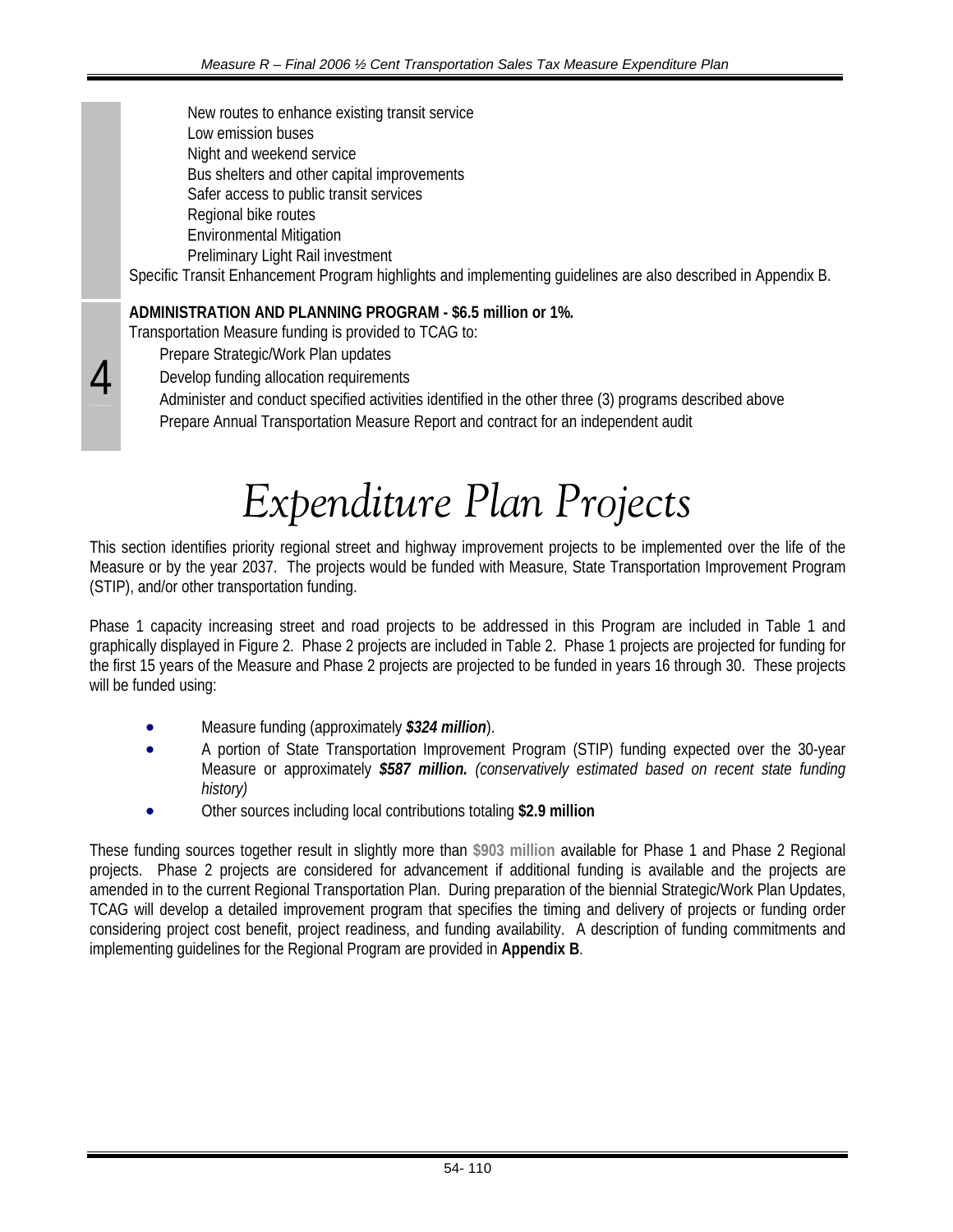- New routes to enhance existing transit service
- Low emission buses
- Night and weekend service
- Bus shelters and other capital improvements
- Safer access to public transit services
- Regional bike routes
- Environmental Mitigation
- Preliminary Light Rail investment

Specific Transit Enhancement Program highlights and implementing guidelines are also described in Appendix B.

4

**ADMINISTRATION AND PLANNING PROGRAM - $6.5 million or 1%.**

Transportation Measure funding is provided to TCAG to:

- Prepare Strategic/Work Plan updates
- Develop funding allocation requirements
- Administer and conduct specified activities identified in the other three (3) programs described above
- Prepare Annual Transportation Measure Report and contract for an independent audit

# *Expenditure Plan Projects*

This section identifies priority regional street and highway improvement projects to be implemented over the life of the Measure or by the year 2037. The projects would be funded with Measure, State Transportation Improvement Program (STIP), and/or other transportation funding.

Phase 1 capacity increasing street and road projects to be addressed in this Program are included in Table 1 and graphically displayed in Figure 2. Phase 2 projects are included in Table 2. Phase 1 projects are projected for funding for the first 15 years of the Measure and Phase 2 projects are projected to be funded in years 16 through 30. These projects will be funded using:

- Measure funding (approximately ***$324 million***).
- A portion of State Transportation Improvement Program (STIP) funding expected over the 30-year Measure or approximately ***$587 million.*** *(conservatively estimated based on recent state funding history)*
- Other sources including local contributions totaling **$2.9 million**

These funding sources together result in slightly more than **$903 million** available for Phase 1 and Phase 2 Regional projects. Phase 2 projects are considered for advancement if additional funding is available and the projects are amended in to the current Regional Transportation Plan. During preparation of the biennial Strategic/Work Plan Updates, TCAG will develop a detailed improvement program that specifies the timing and delivery of projects or funding order considering project cost benefit, project readiness, and funding availability. A description of funding commitments and implementing guidelines for the Regional Program are provided in **Appendix B**.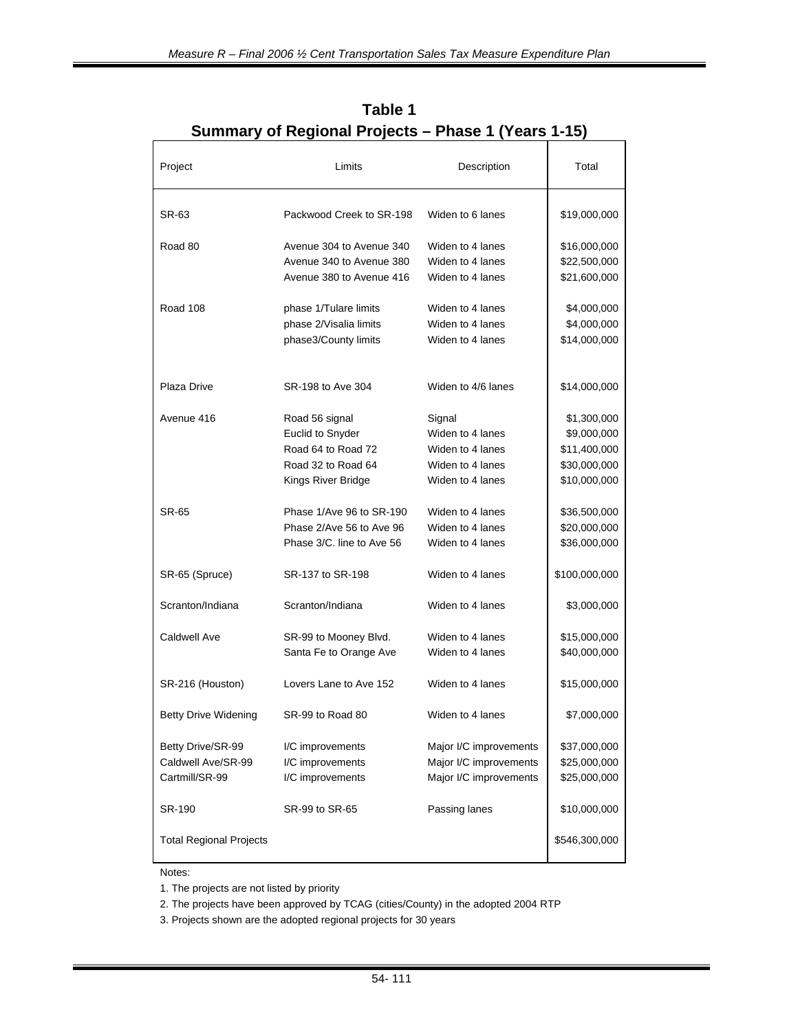## Table 1
## Summary of Regional Projects – Phase 1 (Years 1-15)

| Project | Limits | Description | Total |
|---|---|---|---|
| SR-63 | Packwood Creek to SR-198 | Widen to 6 lanes | $19,000,000 |
| Road 80 | Avenue 304 to Avenue 340 | Widen to 4 lanes | $16,000,000 |
| | Avenue 340 to Avenue 380 | Widen to 4 lanes | $22,500,000 |
| | Avenue 380 to Avenue 416 | Widen to 4 lanes | $21,600,000 |
| Road 108 | phase 1/Tulare limits | Widen to 4 lanes | $4,000,000 |
| | phase 2/Visalia limits | Widen to 4 lanes | $4,000,000 |
| | phase3/County limits | Widen to 4 lanes | $14,000,000 |
| Plaza Drive | SR-198 to Ave 304 | Widen to 4/6 lanes | $14,000,000 |
| Avenue 416 | Road 56 signal | Signal | $1,300,000 |
| | Euclid to Snyder | Widen to 4 lanes | $9,000,000 |
| | Road 64 to Road 72 | Widen to 4 lanes | $11,400,000 |
| | Road 32 to Road 64 | Widen to 4 lanes | $30,000,000 |
| | Kings River Bridge | Widen to 4 lanes | $10,000,000 |
| SR-65 | Phase 1/Ave 96 to SR-190 | Widen to 4 lanes | $36,500,000 |
| | Phase 2/Ave 56 to Ave 96 | Widen to 4 lanes | $20,000,000 |
| | Phase 3/C. line to Ave 56 | Widen to 4 lanes | $36,000,000 |
| SR-65 (Spruce) | SR-137 to SR-198 | Widen to 4 lanes | $100,000,000 |
| Scranton/Indiana | Scranton/Indiana | Widen to 4 lanes | $3,000,000 |
| Caldwell Ave | SR-99 to Mooney Blvd. | Widen to 4 lanes | $15,000,000 |
| | Santa Fe to Orange Ave | Widen to 4 lanes | $40,000,000 |
| SR-216 (Houston) | Lovers Lane to Ave 152 | Widen to 4 lanes | $15,000,000 |
| Betty Drive Widening | SR-99 to Road 80 | Widen to 4 lanes | $7,000,000 |
| Betty Drive/SR-99 | I/C improvements | Major I/C improvements | $37,000,000 |
| Caldwell Ave/SR-99 | I/C improvements | Major I/C improvements | $25,000,000 |
| Cartmill/SR-99 | I/C improvements | Major I/C improvements | $25,000,000 |
| SR-190 | SR-99 to SR-65 | Passing lanes | $10,000,000 |
| Total Regional Projects | | | $546,300,000 |

Notes:

1. The projects are not listed by priority
2. The projects have been approved by TCAG (cities/County) in the adopted 2004 RTP
3. Projects shown are the adopted regional projects for 30 years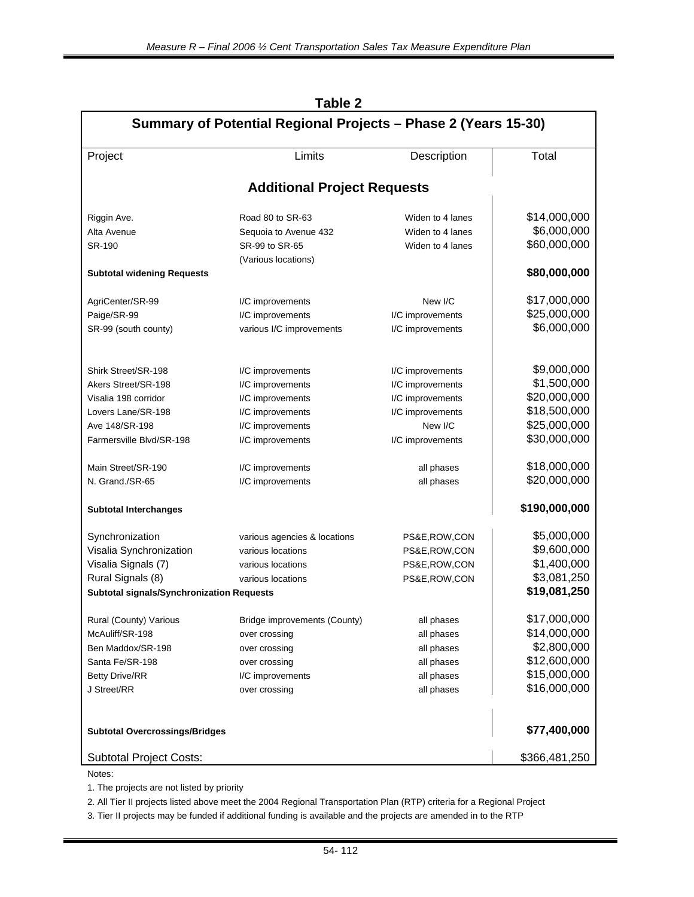## Table 2

### Summary of Potential Regional Projects – Phase 2 (Years 15-30)

| Project | Limits | Description | Total |
|---|---|---|---|
| **Additional Project Requests** | | | |
| Riggin Ave. | Road 80 to SR-63 | Widen to 4 lanes | $14,000,000 |
| Alta Avenue | Sequoia to Avenue 432 | Widen to 4 lanes | $6,000,000 |
| SR-190 | SR-99 to SR-65 (Various locations) | Widen to 4 lanes | $60,000,000 |
| **Subtotal widening Requests** | | | **$80,000,000** |
| AgriCenter/SR-99 | I/C improvements | New I/C | $17,000,000 |
| Paige/SR-99 | I/C improvements | I/C improvements | $25,000,000 |
| SR-99 (south county) | various I/C improvements | I/C improvements | $6,000,000 |
| Shirk Street/SR-198 | I/C improvements | I/C improvements | $9,000,000 |
| Akers Street/SR-198 | I/C improvements | I/C improvements | $1,500,000 |
| Visalia 198 corridor | I/C improvements | I/C improvements | $20,000,000 |
| Lovers Lane/SR-198 | I/C improvements | I/C improvements | $18,500,000 |
| Ave 148/SR-198 | I/C improvements | New I/C | $25,000,000 |
| Farmersville Blvd/SR-198 | I/C improvements | I/C improvements | $30,000,000 |
| Main Street/SR-190 | I/C improvements | all phases | $18,000,000 |
| N. Grand./SR-65 | I/C improvements | all phases | $20,000,000 |
| **Subtotal Interchanges** | | | **$190,000,000** |
| Synchronization | various agencies & locations | PS&E,ROW,CON | $5,000,000 |
| Visalia Synchronization | various locations | PS&E,ROW,CON | $9,600,000 |
| Visalia Signals (7) | various locations | PS&E,ROW,CON | $1,400,000 |
| Rural Signals (8) | various locations | PS&E,ROW,CON | $3,081,250 |
| **Subtotal signals/Synchronization Requests** | | | **$19,081,250** |
| Rural (County) Various | Bridge improvements (County) | all phases | $17,000,000 |
| McAuliff/SR-198 | over crossing | all phases | $14,000,000 |
| Ben Maddox/SR-198 | over crossing | all phases | $2,800,000 |
| Santa Fe/SR-198 | over crossing | all phases | $12,600,000 |
| Betty Drive/RR | I/C improvements | all phases | $15,000,000 |
| J Street/RR | over crossing | all phases | $16,000,000 |
| **Subtotal Overcrossings/Bridges** | | | **$77,400,000** |
| Subtotal Project Costs: | | | $366,481,250 |

Notes:

1. The projects are not listed by priority
2. All Tier II projects listed above meet the 2004 Regional Transportation Plan (RTP) criteria for a Regional Project
3. Tier II projects may be funded if additional funding is available and the projects are amended in to the RTP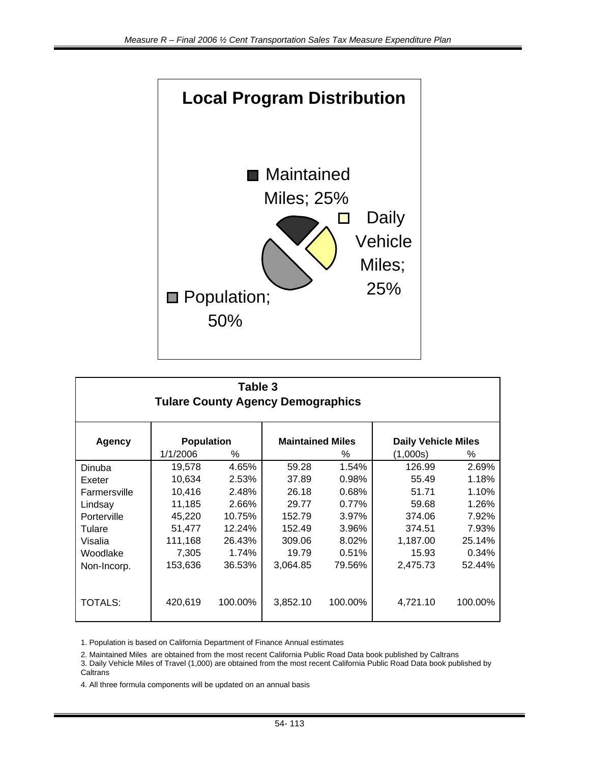## Local Program Distribution

- Maintained Miles; 25%
- Daily Vehicle Miles; 25%
- Population; 50%

**Table 3**
**Tulare County Agency Demographics**

| Agency | Population | | Maintained Miles | | Daily Vehicle Miles | |
|---|---|---|---|---|---|---|
| | 1/1/2006 | % | | % | (1,000s) | % |
| Dinuba | 19,578 | 4.65% | 59.28 | 1.54% | 126.99 | 2.69% |
| Exeter | 10,634 | 2.53% | 37.89 | 0.98% | 55.49 | 1.18% |
| Farmersville | 10,416 | 2.48% | 26.18 | 0.68% | 51.71 | 1.10% |
| Lindsay | 11,185 | 2.66% | 29.77 | 0.77% | 59.68 | 1.26% |
| Porterville | 45,220 | 10.75% | 152.79 | 3.97% | 374.06 | 7.92% |
| Tulare | 51,477 | 12.24% | 152.49 | 3.96% | 374.51 | 7.93% |
| Visalia | 111,168 | 26.43% | 309.06 | 8.02% | 1,187.00 | 25.14% |
| Woodlake | 7,305 | 1.74% | 19.79 | 0.51% | 15.93 | 0.34% |
| Non-Incorp. | 153,636 | 36.53% | 3,064.85 | 79.56% | 2,475.73 | 52.44% |
| TOTALS: | 420,619 | 100.00% | 3,852.10 | 100.00% | 4,721.10 | 100.00% |

1. Population is based on California Department of Finance Annual estimates

2. Maintained Miles are obtained from the most recent California Public Road Data book published by Caltrans

3. Daily Vehicle Miles of Travel (1,000) are obtained from the most recent California Public Road Data book published by Caltrans

4. All three formula components will be updated on an annual basis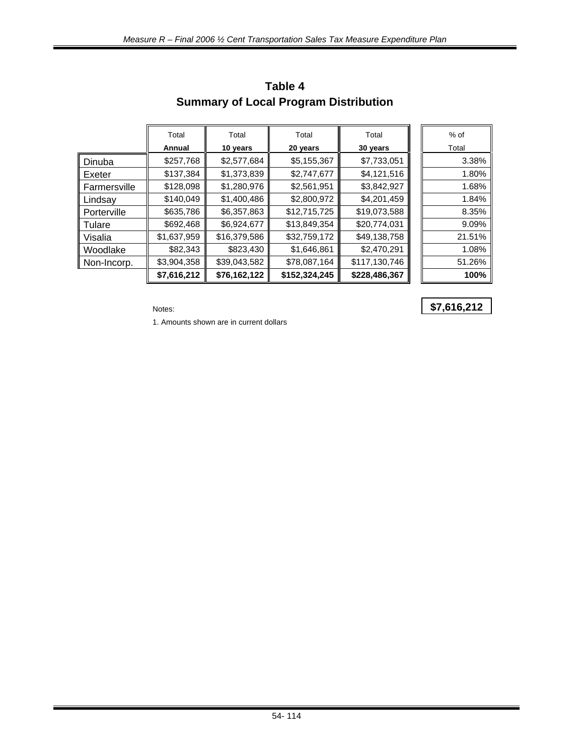# Table 4
## Summary of Local Program Distribution

| | Total Annual | Total 10 years | Total 20 years | Total 30 years | % of Total |
|---|---|---|---|---|---|
| Dinuba | $257,768 | $2,577,684 | $5,155,367 | $7,733,051 | 3.38% |
| Exeter | $137,384 | $1,373,839 | $2,747,677 | $4,121,516 | 1.80% |
| Farmersville | $128,098 | $1,280,976 | $2,561,951 | $3,842,927 | 1.68% |
| Lindsay | $140,049 | $1,400,486 | $2,800,972 | $4,201,459 | 1.84% |
| Porterville | $635,786 | $6,357,863 | $12,715,725 | $19,073,588 | 8.35% |
| Tulare | $692,468 | $6,924,677 | $13,849,354 | $20,774,031 | 9.09% |
| Visalia | $1,637,959 | $16,379,586 | $32,759,172 | $49,138,758 | 21.51% |
| Woodlake | $82,343 | $823,430 | $1,646,861 | $2,470,291 | 1.08% |
| Non-Incorp. | $3,904,358 | $39,043,582 | $78,087,164 | $117,130,746 | 51.26% |
| | **$7,616,212** | **$76,162,122** | **$152,324,245** | **$228,486,367** | **100%** |

**$7,616,212**

Notes:

1. Amounts shown are in current dollars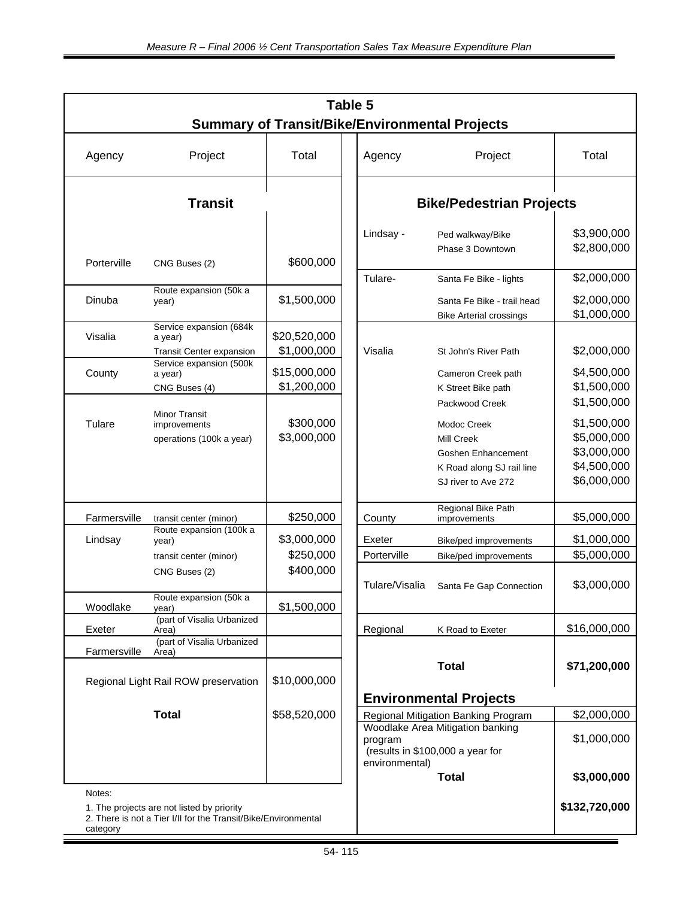## Table 5

### Summary of Transit/Bike/Environmental Projects

| Agency | Project | Total |
|---|---|---|
| **Transit** | | |
| Porterville | CNG Buses (2) | $600,000 |
| Dinuba | Route expansion (50k a year) | $1,500,000 |
| Visalia | Service expansion (684k a year) | $20,520,000 |
| | Transit Center expansion | $1,000,000 |
| County | Service expansion (500k a year) | $15,000,000 |
| | CNG Buses (4) | $1,200,000 |
| Tulare | Minor Transit improvements | $300,000 |
| | operations (100k a year) | $3,000,000 |
| Farmersville | transit center (minor) | $250,000 |
| Lindsay | Route expansion (100k a year) | $3,000,000 |
| | transit center (minor) | $250,000 |
| | CNG Buses (2) | $400,000 |
| Woodlake | Route expansion (50k a year) | $1,500,000 |
| Exeter | (part of Visalia Urbanized Area) | |
| Farmersville | (part of Visalia Urbanized Area) | |
| Regional Light Rail ROW preservation | | $10,000,000 |
| | **Total** | $58,520,000 |

Notes:

1. The projects are not listed by priority
2. There is not a Tier I/II for the Transit/Bike/Environmental category

| Agency | Project | Total |
|---|---|---|
| **Bike/Pedestrian Projects** | | |
| Lindsay - | Ped walkway/Bike | $3,900,000 |
| | Phase 3 Downtown | $2,800,000 |
| Tulare- | Santa Fe Bike - lights | $2,000,000 |
| | Santa Fe Bike - trail head | $2,000,000 |
| | Bike Arterial crossings | $1,000,000 |
| Visalia | St John's River Path | $2,000,000 |
| | Cameron Creek path | $4,500,000 |
| | K Street Bike path | $1,500,000 |
| | Packwood Creek | $1,500,000 |
| | Modoc Creek | $1,500,000 |
| | Mill Creek | $5,000,000 |
| | Goshen Enhancement | $3,000,000 |
| | K Road along SJ rail line | $4,500,000 |
| | SJ river to Ave 272 | $6,000,000 |
| County | Regional Bike Path improvements | $5,000,000 |
| Exeter | Bike/ped improvements | $1,000,000 |
| Porterville | Bike/ped improvements | $5,000,000 |
| Tulare/Visalia | Santa Fe Gap Connection | $3,000,000 |
| Regional | K Road to Exeter | $16,000,000 |
| | **Total** | **$71,200,000** |
| **Environmental Projects** | | |
| Regional Mitigation Banking Program | | $2,000,000 |
| Woodlake Area Mitigation banking program (results in $100,000 a year for environmental) | | $1,000,000 |
| | **Total** | **$3,000,000** |
| | | **$132,720,000** |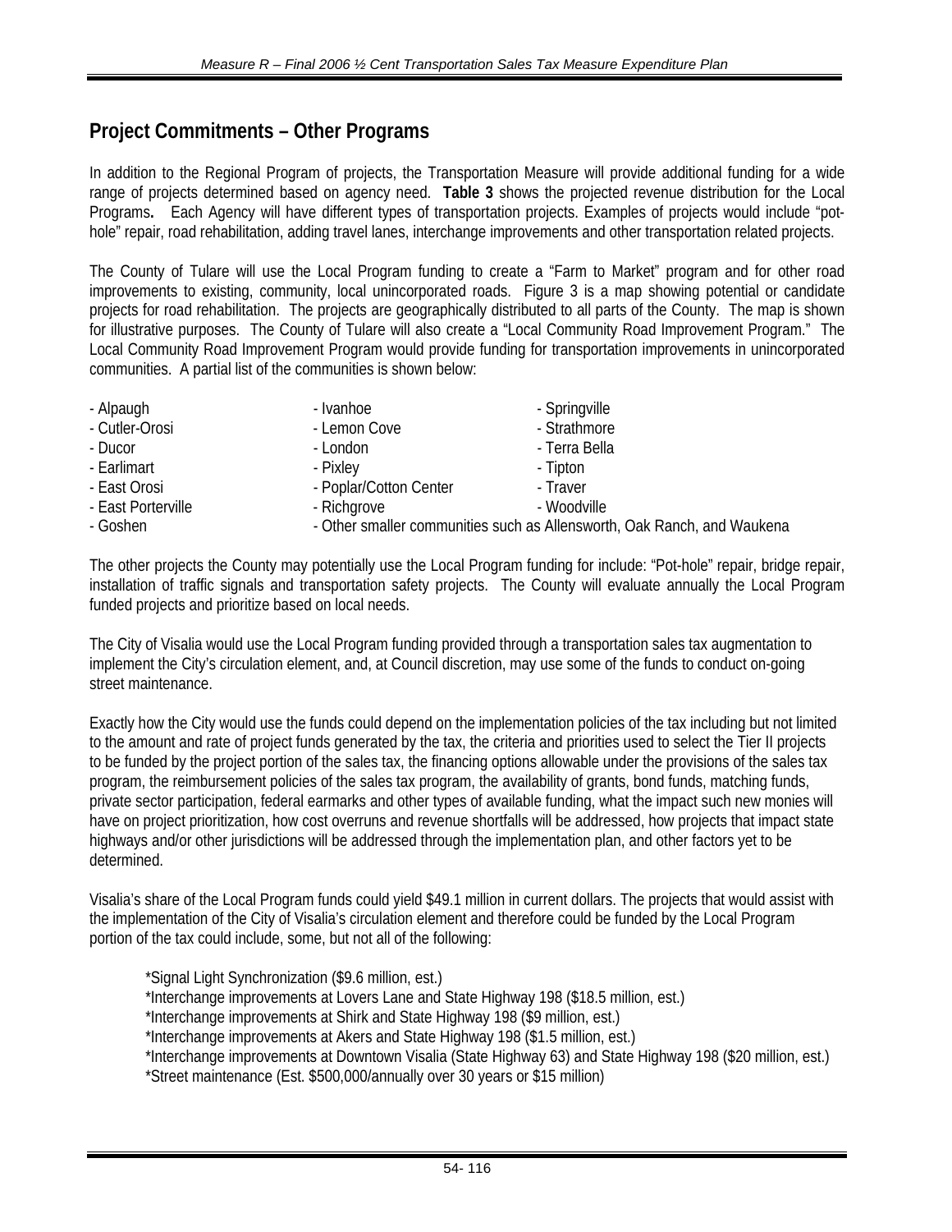## Project Commitments – Other Programs

In addition to the Regional Program of projects, the Transportation Measure will provide additional funding for a wide range of projects determined based on agency need. **Table 3** shows the projected revenue distribution for the Local Programs**.** Each Agency will have different types of transportation projects. Examples of projects would include "pot-hole" repair, road rehabilitation, adding travel lanes, interchange improvements and other transportation related projects.

The County of Tulare will use the Local Program funding to create a "Farm to Market" program and for other road improvements to existing, community, local unincorporated roads. Figure 3 is a map showing potential or candidate projects for road rehabilitation. The projects are geographically distributed to all parts of the County. The map is shown for illustrative purposes. The County of Tulare will also create a "Local Community Road Improvement Program." The Local Community Road Improvement Program would provide funding for transportation improvements in unincorporated communities. A partial list of the communities is shown below:

- Alpaugh
- Cutler-Orosi
- Ducor
- Earlimart
- East Orosi
- East Porterville
- Goshen
- Ivanhoe
- Lemon Cove
- London
- Pixley
- Poplar/Cotton Center
- Richgrove
- Springville
- Strathmore
- Terra Bella
- Tipton
- Traver
- Woodville
- Other smaller communities such as Allensworth, Oak Ranch, and Waukena

The other projects the County may potentially use the Local Program funding for include: "Pot-hole" repair, bridge repair, installation of traffic signals and transportation safety projects. The County will evaluate annually the Local Program funded projects and prioritize based on local needs.

The City of Visalia would use the Local Program funding provided through a transportation sales tax augmentation to implement the City's circulation element, and, at Council discretion, may use some of the funds to conduct on-going street maintenance.

Exactly how the City would use the funds could depend on the implementation policies of the tax including but not limited to the amount and rate of project funds generated by the tax, the criteria and priorities used to select the Tier II projects to be funded by the project portion of the sales tax, the financing options allowable under the provisions of the sales tax program, the reimbursement policies of the sales tax program, the availability of grants, bond funds, matching funds, private sector participation, federal earmarks and other types of available funding, what the impact such new monies will have on project prioritization, how cost overruns and revenue shortfalls will be addressed, how projects that impact state highways and/or other jurisdictions will be addressed through the implementation plan, and other factors yet to be determined.

Visalia's share of the Local Program funds could yield $49.1 million in current dollars. The projects that would assist with the implementation of the City of Visalia's circulation element and therefore could be funded by the Local Program portion of the tax could include, some, but not all of the following:

*Signal Light Synchronization ($9.6 million, est.)
*Interchange improvements at Lovers Lane and State Highway 198 ($18.5 million, est.)
*Interchange improvements at Shirk and State Highway 198 ($9 million, est.)
*Interchange improvements at Akers and State Highway 198 ($1.5 million, est.)
*Interchange improvements at Downtown Visalia (State Highway 63) and State Highway 198 ($20 million, est.)
*Street maintenance (Est. $500,000/annually over 30 years or $15 million)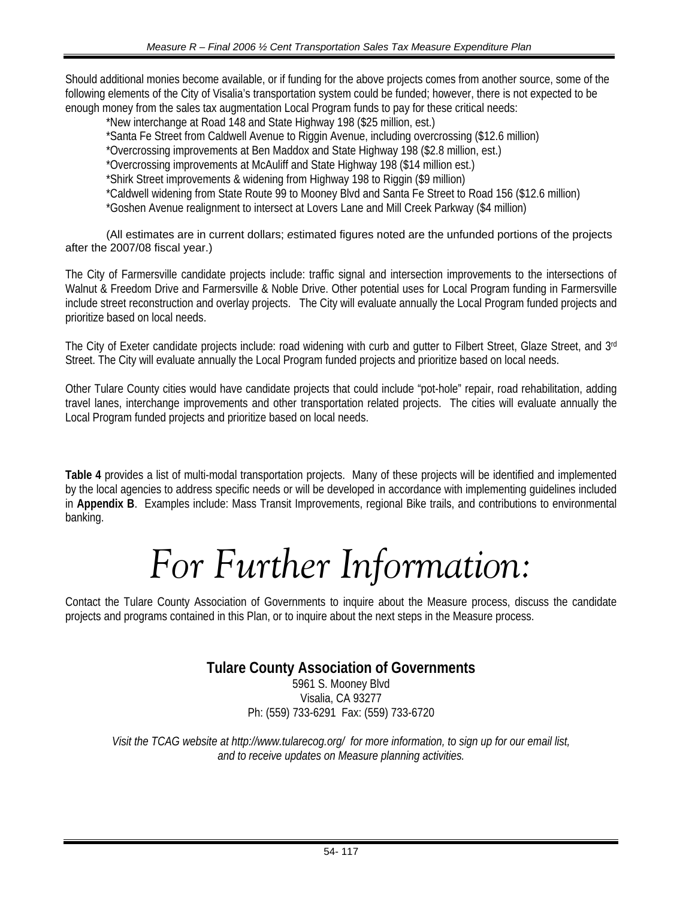Should additional monies become available, or if funding for the above projects comes from another source, some of the following elements of the City of Visalia's transportation system could be funded; however, there is not expected to be enough money from the sales tax augmentation Local Program funds to pay for these critical needs:

*New interchange at Road 148 and State Highway 198 ($25 million, est.)
*Santa Fe Street from Caldwell Avenue to Riggin Avenue, including overcrossing ($12.6 million)
*Overcrossing improvements at Ben Maddox and State Highway 198 ($2.8 million, est.)
*Overcrossing improvements at McAuliff and State Highway 198 ($14 million est.)
*Shirk Street improvements & widening from Highway 198 to Riggin ($9 million)
*Caldwell widening from State Route 99 to Mooney Blvd and Santa Fe Street to Road 156 ($12.6 million)
*Goshen Avenue realignment to intersect at Lovers Lane and Mill Creek Parkway ($4 million)

(All estimates are in current dollars; estimated figures noted are the unfunded portions of the projects after the 2007/08 fiscal year.)

The City of Farmersville candidate projects include: traffic signal and intersection improvements to the intersections of Walnut & Freedom Drive and Farmersville & Noble Drive. Other potential uses for Local Program funding in Farmersville include street reconstruction and overlay projects. The City will evaluate annually the Local Program funded projects and prioritize based on local needs.

The City of Exeter candidate projects include: road widening with curb and gutter to Filbert Street, Glaze Street, and 3rd Street. The City will evaluate annually the Local Program funded projects and prioritize based on local needs.

Other Tulare County cities would have candidate projects that could include "pot-hole" repair, road rehabilitation, adding travel lanes, interchange improvements and other transportation related projects. The cities will evaluate annually the Local Program funded projects and prioritize based on local needs.

**Table 4** provides a list of multi-modal transportation projects. Many of these projects will be identified and implemented by the local agencies to address specific needs or will be developed in accordance with implementing guidelines included in **Appendix B**. Examples include: Mass Transit Improvements, regional Bike trails, and contributions to environmental banking.

# *For Further Information:*

Contact the Tulare County Association of Governments to inquire about the Measure process, discuss the candidate projects and programs contained in this Plan, or to inquire about the next steps in the Measure process.

**Tulare County Association of Governments**
5961 S. Mooney Blvd
Visalia, CA 93277
Ph: (559) 733-6291 Fax: (559) 733-6720

*Visit the TCAG website at http://www.tularecog.org/ for more information, to sign up for our email list, and to receive updates on Measure planning activities.*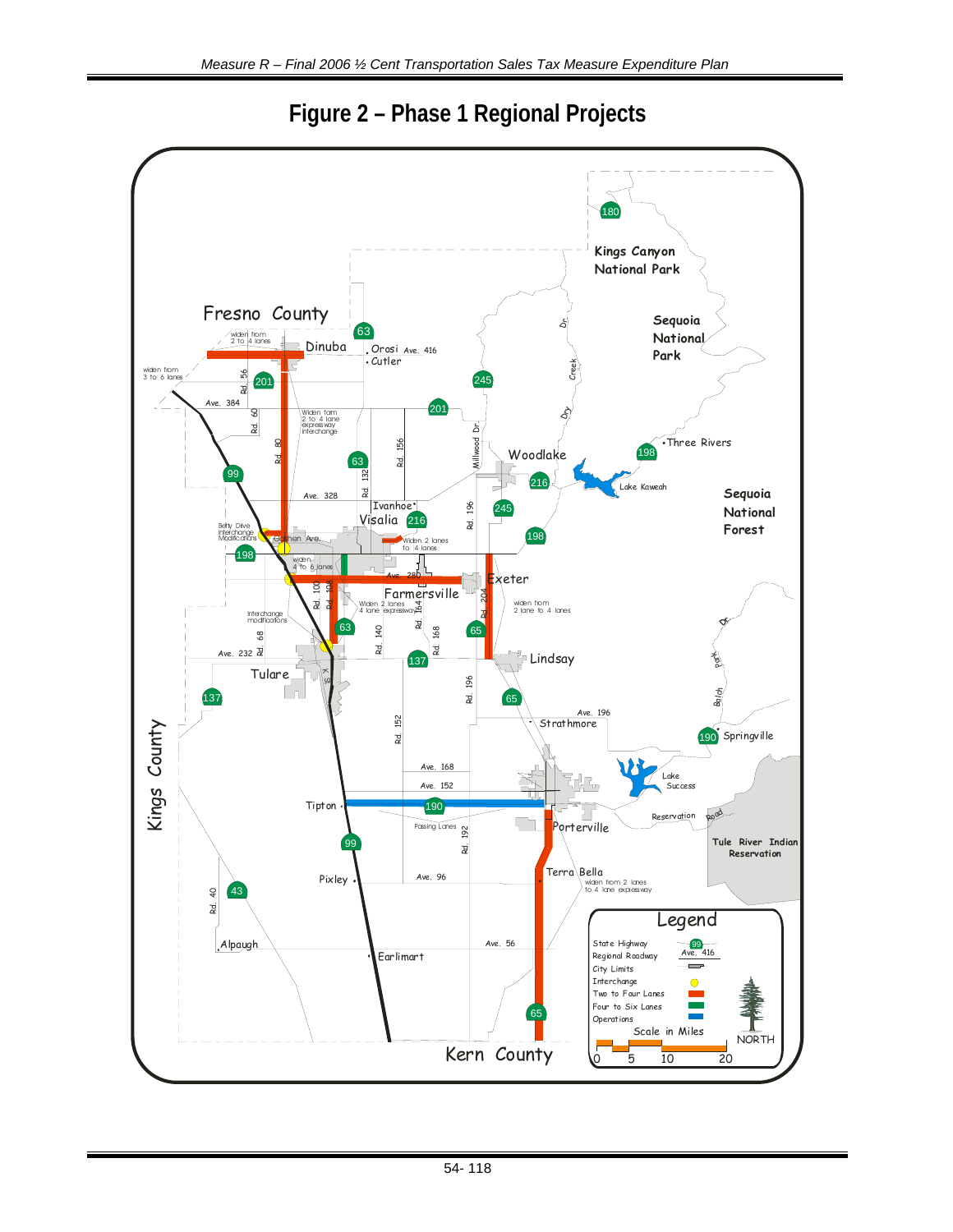# Figure 2 – Phase 1 Regional Projects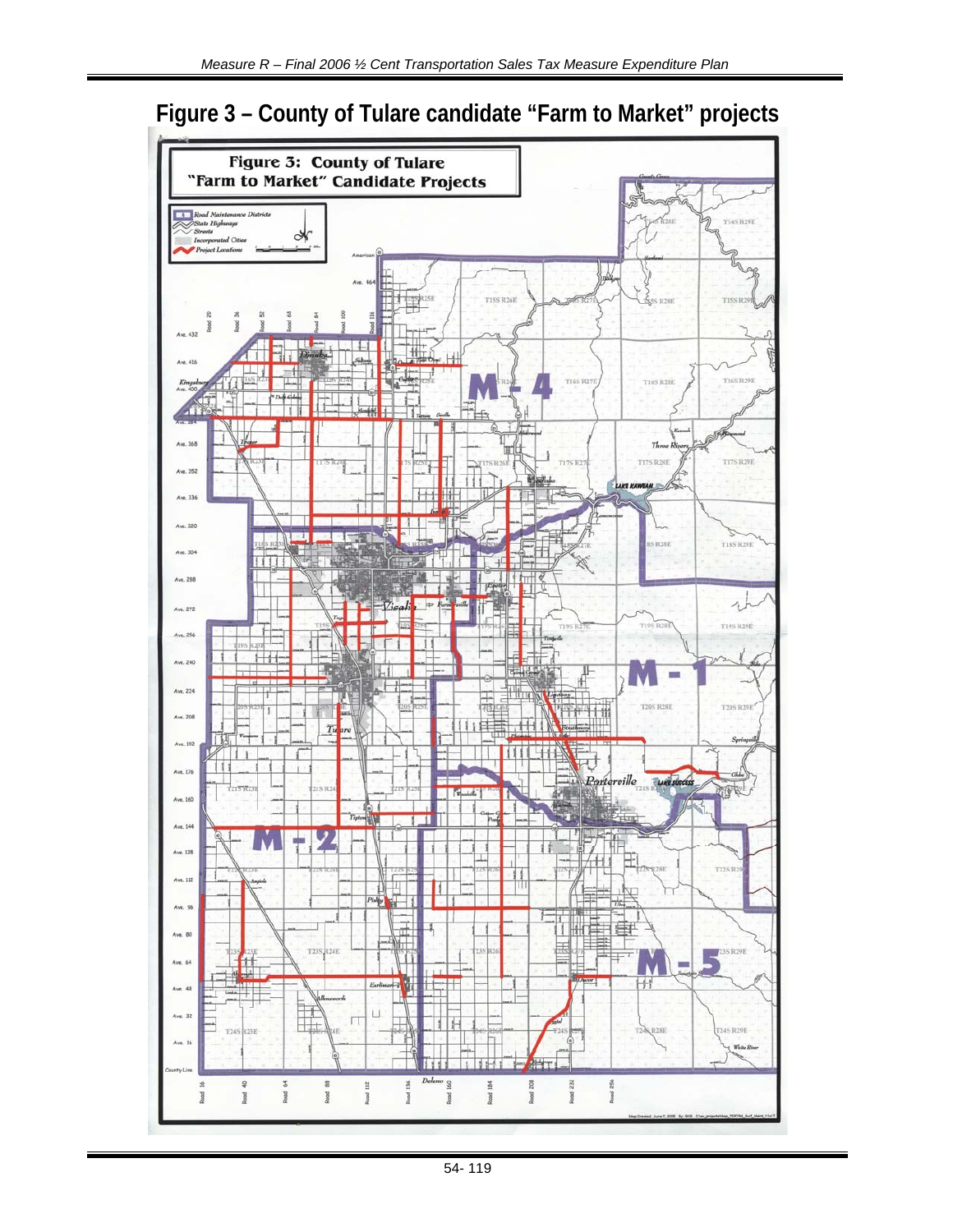# Figure 3 – County of Tulare candidate "Farm to Market" projects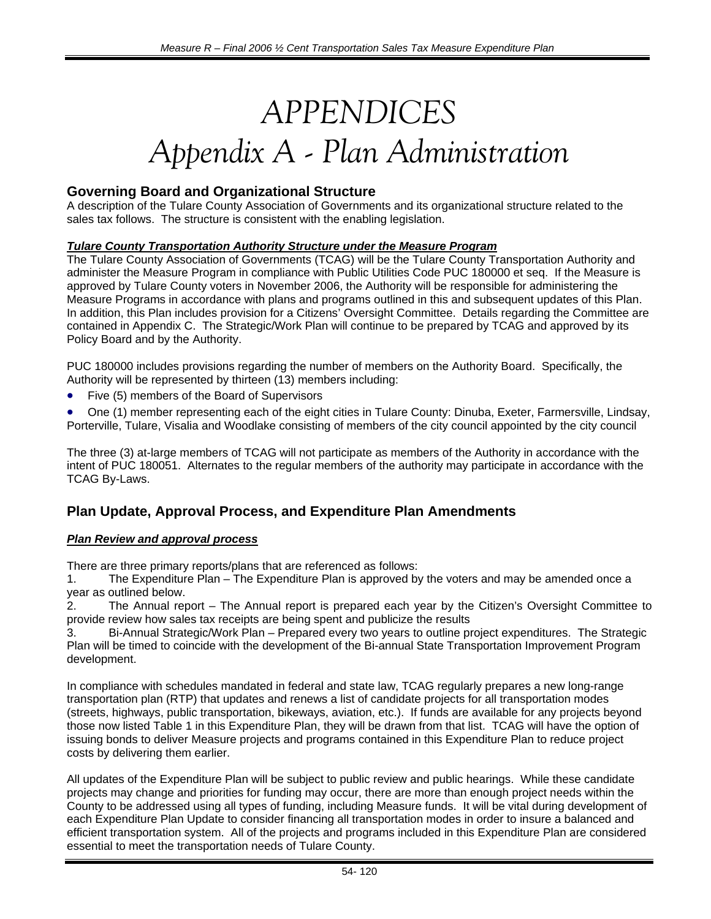# APPENDICES
# Appendix A - Plan Administration

## Governing Board and Organizational Structure

A description of the Tulare County Association of Governments and its organizational structure related to the sales tax follows. The structure is consistent with the enabling legislation.

***Tulare County Transportation Authority Structure under the Measure Program***

The Tulare County Association of Governments (TCAG) will be the Tulare County Transportation Authority and administer the Measure Program in compliance with Public Utilities Code PUC 180000 et seq. If the Measure is approved by Tulare County voters in November 2006, the Authority will be responsible for administering the Measure Programs in accordance with plans and programs outlined in this and subsequent updates of this Plan. In addition, this Plan includes provision for a Citizens' Oversight Committee. Details regarding the Committee are contained in Appendix C. The Strategic/Work Plan will continue to be prepared by TCAG and approved by its Policy Board and by the Authority.

PUC 180000 includes provisions regarding the number of members on the Authority Board. Specifically, the Authority will be represented by thirteen (13) members including:

- Five (5) members of the Board of Supervisors
- One (1) member representing each of the eight cities in Tulare County: Dinuba, Exeter, Farmersville, Lindsay, Porterville, Tulare, Visalia and Woodlake consisting of members of the city council appointed by the city council

The three (3) at-large members of TCAG will not participate as members of the Authority in accordance with the intent of PUC 180051. Alternates to the regular members of the authority may participate in accordance with the TCAG By-Laws.

## Plan Update, Approval Process, and Expenditure Plan Amendments

***Plan Review and approval process***

There are three primary reports/plans that are referenced as follows:

1. The Expenditure Plan – The Expenditure Plan is approved by the voters and may be amended once a year as outlined below.
2. The Annual report – The Annual report is prepared each year by the Citizen's Oversight Committee to provide review how sales tax receipts are being spent and publicize the results
3. Bi-Annual Strategic/Work Plan – Prepared every two years to outline project expenditures. The Strategic Plan will be timed to coincide with the development of the Bi-annual State Transportation Improvement Program development.

In compliance with schedules mandated in federal and state law, TCAG regularly prepares a new long-range transportation plan (RTP) that updates and renews a list of candidate projects for all transportation modes (streets, highways, public transportation, bikeways, aviation, etc.). If funds are available for any projects beyond those now listed Table 1 in this Expenditure Plan, they will be drawn from that list. TCAG will have the option of issuing bonds to deliver Measure projects and programs contained in this Expenditure Plan to reduce project costs by delivering them earlier.

All updates of the Expenditure Plan will be subject to public review and public hearings. While these candidate projects may change and priorities for funding may occur, there are more than enough project needs within the County to be addressed using all types of funding, including Measure funds. It will be vital during development of each Expenditure Plan Update to consider financing all transportation modes in order to insure a balanced and efficient transportation system. All of the projects and programs included in this Expenditure Plan are considered essential to meet the transportation needs of Tulare County.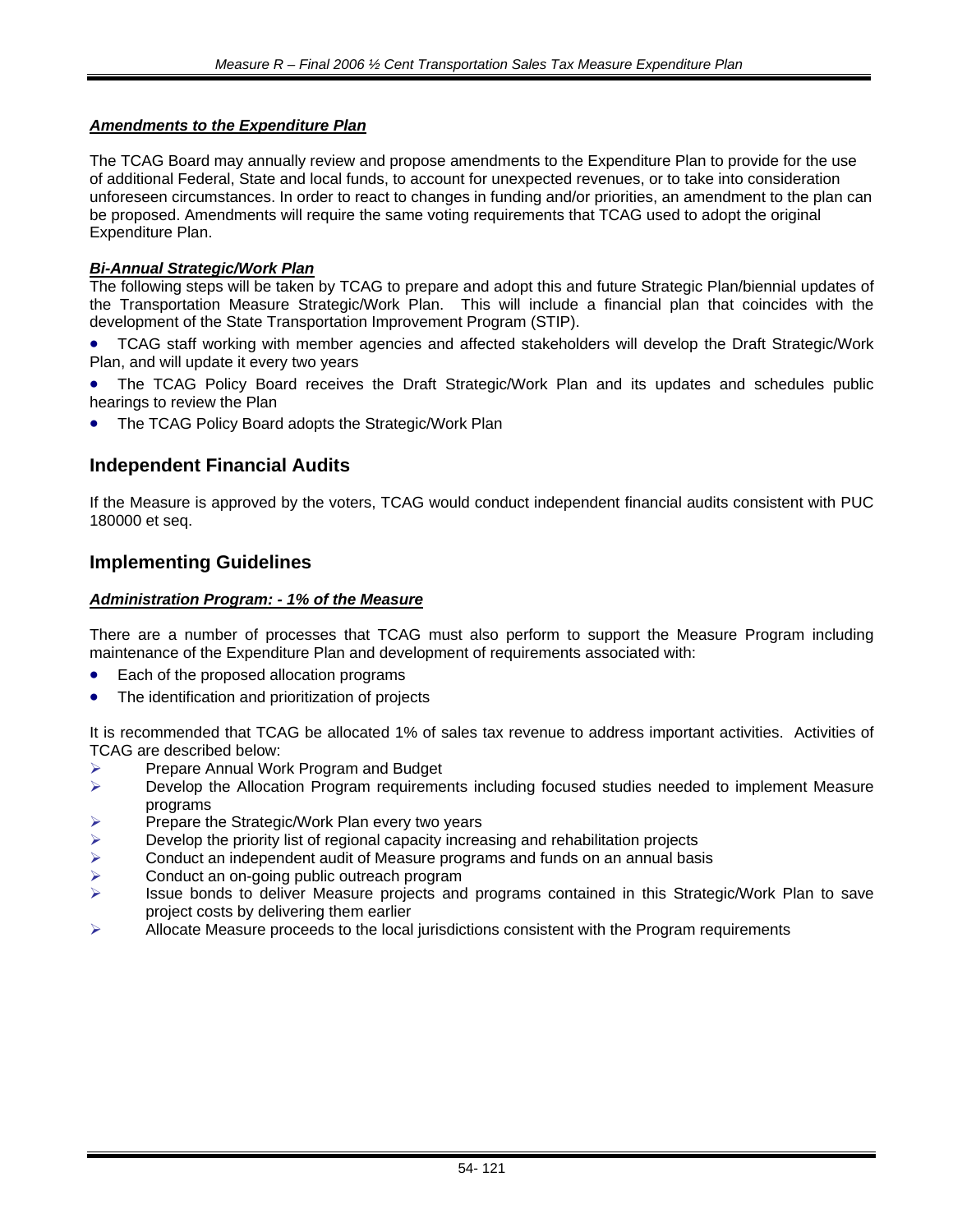***Amendments to the Expenditure Plan***

The TCAG Board may annually review and propose amendments to the Expenditure Plan to provide for the use of additional Federal, State and local funds, to account for unexpected revenues, or to take into consideration unforeseen circumstances. In order to react to changes in funding and/or priorities, an amendment to the plan can be proposed. Amendments will require the same voting requirements that TCAG used to adopt the original Expenditure Plan.

***Bi-Annual Strategic/Work Plan***

The following steps will be taken by TCAG to prepare and adopt this and future Strategic Plan/biennial updates of the Transportation Measure Strategic/Work Plan. This will include a financial plan that coincides with the development of the State Transportation Improvement Program (STIP).

- TCAG staff working with member agencies and affected stakeholders will develop the Draft Strategic/Work Plan, and will update it every two years
- The TCAG Policy Board receives the Draft Strategic/Work Plan and its updates and schedules public hearings to review the Plan
- The TCAG Policy Board adopts the Strategic/Work Plan

## Independent Financial Audits

If the Measure is approved by the voters, TCAG would conduct independent financial audits consistent with PUC 180000 et seq.

## Implementing Guidelines

***Administration Program: - 1% of the Measure***

There are a number of processes that TCAG must also perform to support the Measure Program including maintenance of the Expenditure Plan and development of requirements associated with:

- Each of the proposed allocation programs
- The identification and prioritization of projects

It is recommended that TCAG be allocated 1% of sales tax revenue to address important activities. Activities of TCAG are described below:

- Prepare Annual Work Program and Budget
- Develop the Allocation Program requirements including focused studies needed to implement Measure programs
- Prepare the Strategic/Work Plan every two years
- Develop the priority list of regional capacity increasing and rehabilitation projects
- Conduct an independent audit of Measure programs and funds on an annual basis
- Conduct an on-going public outreach program
- Issue bonds to deliver Measure projects and programs contained in this Strategic/Work Plan to save project costs by delivering them earlier
- Allocate Measure proceeds to the local jurisdictions consistent with the Program requirements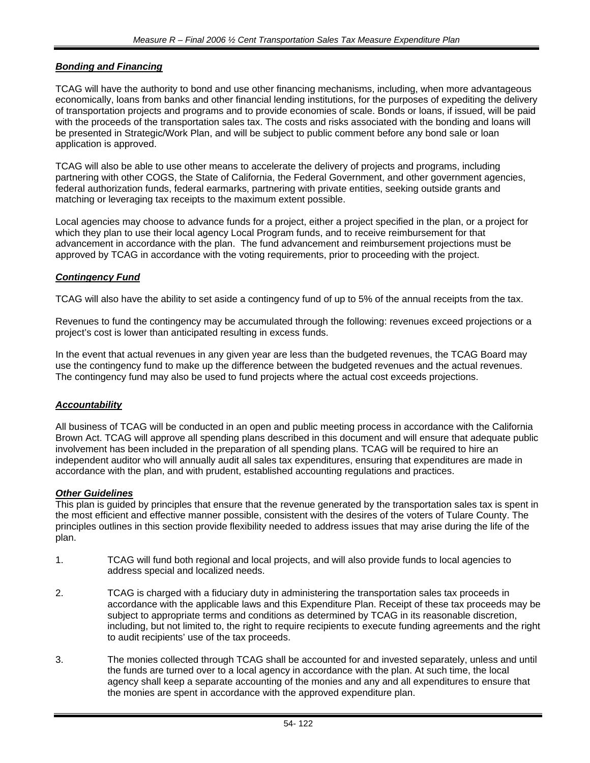***Bonding and Financing***

TCAG will have the authority to bond and use other financing mechanisms, including, when more advantageous economically, loans from banks and other financial lending institutions, for the purposes of expediting the delivery of transportation projects and programs and to provide economies of scale. Bonds or loans, if issued, will be paid with the proceeds of the transportation sales tax. The costs and risks associated with the bonding and loans will be presented in Strategic/Work Plan, and will be subject to public comment before any bond sale or loan application is approved.

TCAG will also be able to use other means to accelerate the delivery of projects and programs, including partnering with other COGS, the State of California, the Federal Government, and other government agencies, federal authorization funds, federal earmarks, partnering with private entities, seeking outside grants and matching or leveraging tax receipts to the maximum extent possible.

Local agencies may choose to advance funds for a project, either a project specified in the plan, or a project for which they plan to use their local agency Local Program funds, and to receive reimbursement for that advancement in accordance with the plan. The fund advancement and reimbursement projections must be approved by TCAG in accordance with the voting requirements, prior to proceeding with the project.

***Contingency Fund***

TCAG will also have the ability to set aside a contingency fund of up to 5% of the annual receipts from the tax.

Revenues to fund the contingency may be accumulated through the following: revenues exceed projections or a project's cost is lower than anticipated resulting in excess funds.

In the event that actual revenues in any given year are less than the budgeted revenues, the TCAG Board may use the contingency fund to make up the difference between the budgeted revenues and the actual revenues. The contingency fund may also be used to fund projects where the actual cost exceeds projections.

***Accountability***

All business of TCAG will be conducted in an open and public meeting process in accordance with the California Brown Act. TCAG will approve all spending plans described in this document and will ensure that adequate public involvement has been included in the preparation of all spending plans. TCAG will be required to hire an independent auditor who will annually audit all sales tax expenditures, ensuring that expenditures are made in accordance with the plan, and with prudent, established accounting regulations and practices.

***Other Guidelines***

This plan is guided by principles that ensure that the revenue generated by the transportation sales tax is spent in the most efficient and effective manner possible, consistent with the desires of the voters of Tulare County. The principles outlines in this section provide flexibility needed to address issues that may arise during the life of the plan.

1. TCAG will fund both regional and local projects, and will also provide funds to local agencies to address special and localized needs.

2. TCAG is charged with a fiduciary duty in administering the transportation sales tax proceeds in accordance with the applicable laws and this Expenditure Plan. Receipt of these tax proceeds may be subject to appropriate terms and conditions as determined by TCAG in its reasonable discretion, including, but not limited to, the right to require recipients to execute funding agreements and the right to audit recipients' use of the tax proceeds.

3. The monies collected through TCAG shall be accounted for and invested separately, unless and until the funds are turned over to a local agency in accordance with the plan. At such time, the local agency shall keep a separate accounting of the monies and any and all expenditures to ensure that the monies are spent in accordance with the approved expenditure plan.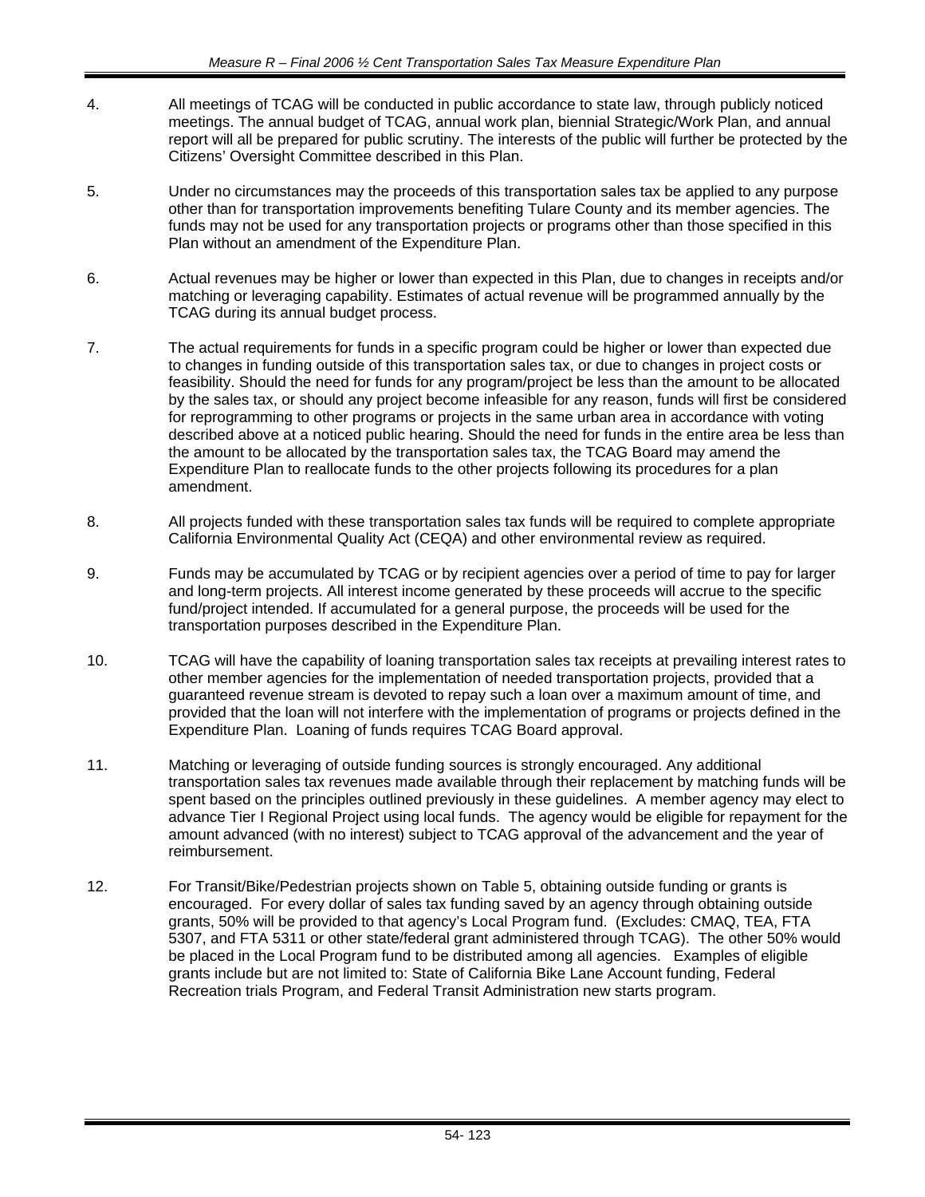4. All meetings of TCAG will be conducted in public accordance to state law, through publicly noticed meetings. The annual budget of TCAG, annual work plan, biennial Strategic/Work Plan, and annual report will all be prepared for public scrutiny. The interests of the public will further be protected by the Citizens' Oversight Committee described in this Plan.

5. Under no circumstances may the proceeds of this transportation sales tax be applied to any purpose other than for transportation improvements benefiting Tulare County and its member agencies. The funds may not be used for any transportation projects or programs other than those specified in this Plan without an amendment of the Expenditure Plan.

6. Actual revenues may be higher or lower than expected in this Plan, due to changes in receipts and/or matching or leveraging capability. Estimates of actual revenue will be programmed annually by the TCAG during its annual budget process.

7. The actual requirements for funds in a specific program could be higher or lower than expected due to changes in funding outside of this transportation sales tax, or due to changes in project costs or feasibility. Should the need for funds for any program/project be less than the amount to be allocated by the sales tax, or should any project become infeasible for any reason, funds will first be considered for reprogramming to other programs or projects in the same urban area in accordance with voting described above at a noticed public hearing. Should the need for funds in the entire area be less than the amount to be allocated by the transportation sales tax, the TCAG Board may amend the Expenditure Plan to reallocate funds to the other projects following its procedures for a plan amendment.

8. All projects funded with these transportation sales tax funds will be required to complete appropriate California Environmental Quality Act (CEQA) and other environmental review as required.

9. Funds may be accumulated by TCAG or by recipient agencies over a period of time to pay for larger and long-term projects. All interest income generated by these proceeds will accrue to the specific fund/project intended. If accumulated for a general purpose, the proceeds will be used for the transportation purposes described in the Expenditure Plan.

10. TCAG will have the capability of loaning transportation sales tax receipts at prevailing interest rates to other member agencies for the implementation of needed transportation projects, provided that a guaranteed revenue stream is devoted to repay such a loan over a maximum amount of time, and provided that the loan will not interfere with the implementation of programs or projects defined in the Expenditure Plan. Loaning of funds requires TCAG Board approval.

11. Matching or leveraging of outside funding sources is strongly encouraged. Any additional transportation sales tax revenues made available through their replacement by matching funds will be spent based on the principles outlined previously in these guidelines. A member agency may elect to advance Tier I Regional Project using local funds. The agency would be eligible for repayment for the amount advanced (with no interest) subject to TCAG approval of the advancement and the year of reimbursement.

12. For Transit/Bike/Pedestrian projects shown on Table 5, obtaining outside funding or grants is encouraged. For every dollar of sales tax funding saved by an agency through obtaining outside grants, 50% will be provided to that agency's Local Program fund. (Excludes: CMAQ, TEA, FTA 5307, and FTA 5311 or other state/federal grant administered through TCAG). The other 50% would be placed in the Local Program fund to be distributed among all agencies. Examples of eligible grants include but are not limited to: State of California Bike Lane Account funding, Federal Recreation trials Program, and Federal Transit Administration new starts program.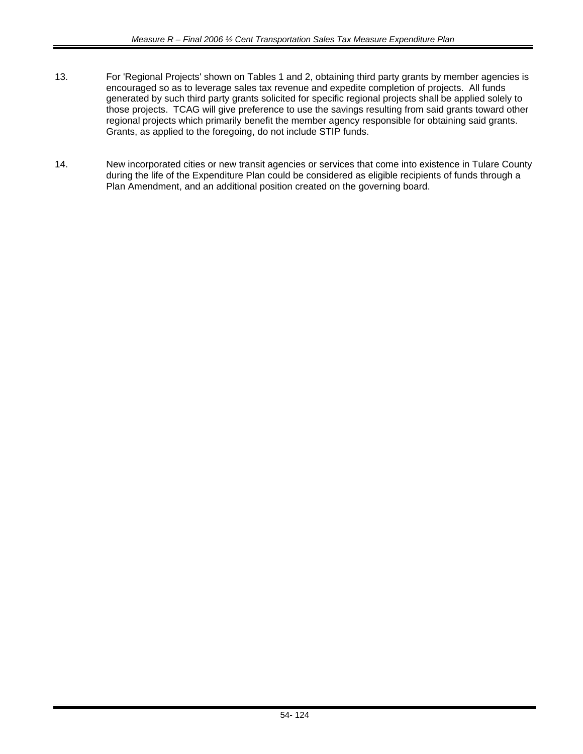13. For 'Regional Projects' shown on Tables 1 and 2, obtaining third party grants by member agencies is encouraged so as to leverage sales tax revenue and expedite completion of projects. All funds generated by such third party grants solicited for specific regional projects shall be applied solely to those projects. TCAG will give preference to use the savings resulting from said grants toward other regional projects which primarily benefit the member agency responsible for obtaining said grants. Grants, as applied to the foregoing, do not include STIP funds.

14. New incorporated cities or new transit agencies or services that come into existence in Tulare County during the life of the Expenditure Plan could be considered as eligible recipients of funds through a Plan Amendment, and an additional position created on the governing board.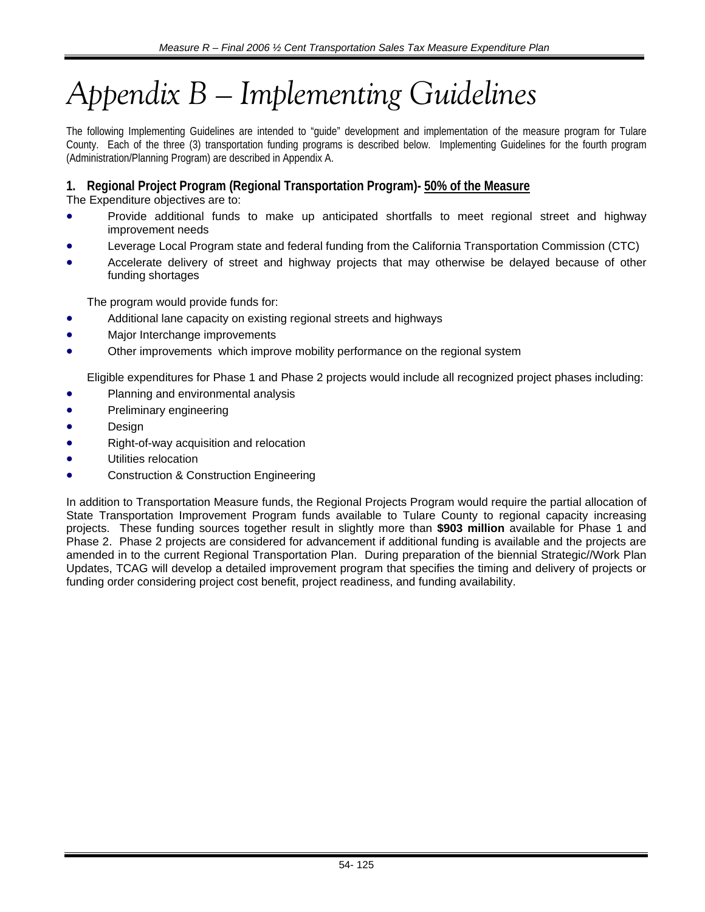# Appendix B – Implementing Guidelines

The following Implementing Guidelines are intended to "guide" development and implementation of the measure program for Tulare County. Each of the three (3) transportation funding programs is described below. Implementing Guidelines for the fourth program (Administration/Planning Program) are described in Appendix A.

### 1. Regional Project Program (Regional Transportation Program)- 50% of the Measure

The Expenditure objectives are to:

- Provide additional funds to make up anticipated shortfalls to meet regional street and highway improvement needs
- Leverage Local Program state and federal funding from the California Transportation Commission (CTC)
- Accelerate delivery of street and highway projects that may otherwise be delayed because of other funding shortages

The program would provide funds for:

- Additional lane capacity on existing regional streets and highways
- Major Interchange improvements
- Other improvements which improve mobility performance on the regional system

Eligible expenditures for Phase 1 and Phase 2 projects would include all recognized project phases including:

- Planning and environmental analysis
- Preliminary engineering
- Design
- Right-of-way acquisition and relocation
- Utilities relocation
- Construction & Construction Engineering

In addition to Transportation Measure funds, the Regional Projects Program would require the partial allocation of State Transportation Improvement Program funds available to Tulare County to regional capacity increasing projects. These funding sources together result in slightly more than **$903 million** available for Phase 1 and Phase 2. Phase 2 projects are considered for advancement if additional funding is available and the projects are amended in to the current Regional Transportation Plan. During preparation of the biennial Strategic//Work Plan Updates, TCAG will develop a detailed improvement program that specifies the timing and delivery of projects or funding order considering project cost benefit, project readiness, and funding availability.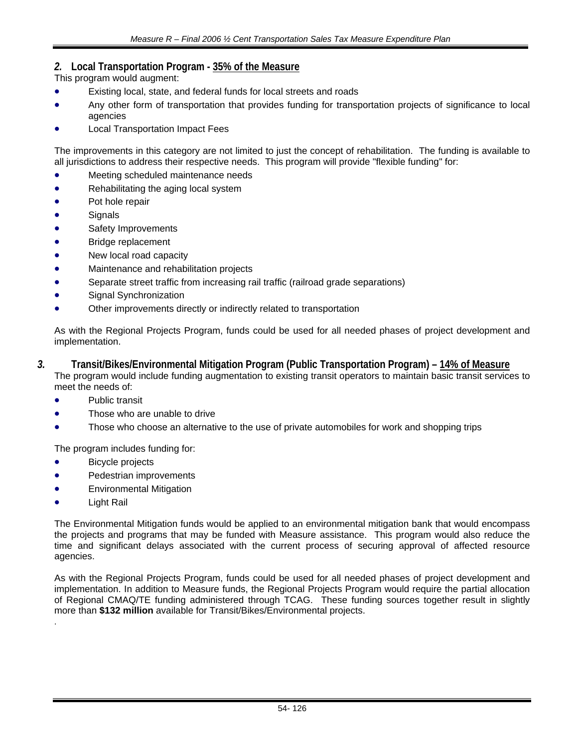## *2.* Local Transportation Program - 35% of the Measure

This program would augment:

- Existing local, state, and federal funds for local streets and roads
- Any other form of transportation that provides funding for transportation projects of significance to local agencies
- Local Transportation Impact Fees

The improvements in this category are not limited to just the concept of rehabilitation. The funding is available to all jurisdictions to address their respective needs. This program will provide "flexible funding" for:

- Meeting scheduled maintenance needs
- Rehabilitating the aging local system
- Pot hole repair
- Signals
- Safety Improvements
- Bridge replacement
- New local road capacity
- Maintenance and rehabilitation projects
- Separate street traffic from increasing rail traffic (railroad grade separations)
- Signal Synchronization
- Other improvements directly or indirectly related to transportation

As with the Regional Projects Program, funds could be used for all needed phases of project development and implementation.

## *3.* Transit/Bikes/Environmental Mitigation Program (Public Transportation Program) – 14% of Measure

The program would include funding augmentation to existing transit operators to maintain basic transit services to meet the needs of:

- Public transit
- Those who are unable to drive
- Those who choose an alternative to the use of private automobiles for work and shopping trips

The program includes funding for:

- Bicycle projects
- Pedestrian improvements
- Environmental Mitigation
- Light Rail

The Environmental Mitigation funds would be applied to an environmental mitigation bank that would encompass the projects and programs that may be funded with Measure assistance. This program would also reduce the time and significant delays associated with the current process of securing approval of affected resource agencies.

As with the Regional Projects Program, funds could be used for all needed phases of project development and implementation. In addition to Measure funds, the Regional Projects Program would require the partial allocation of Regional CMAQ/TE funding administered through TCAG. These funding sources together result in slightly more than **$132 million** available for Transit/Bikes/Environmental projects.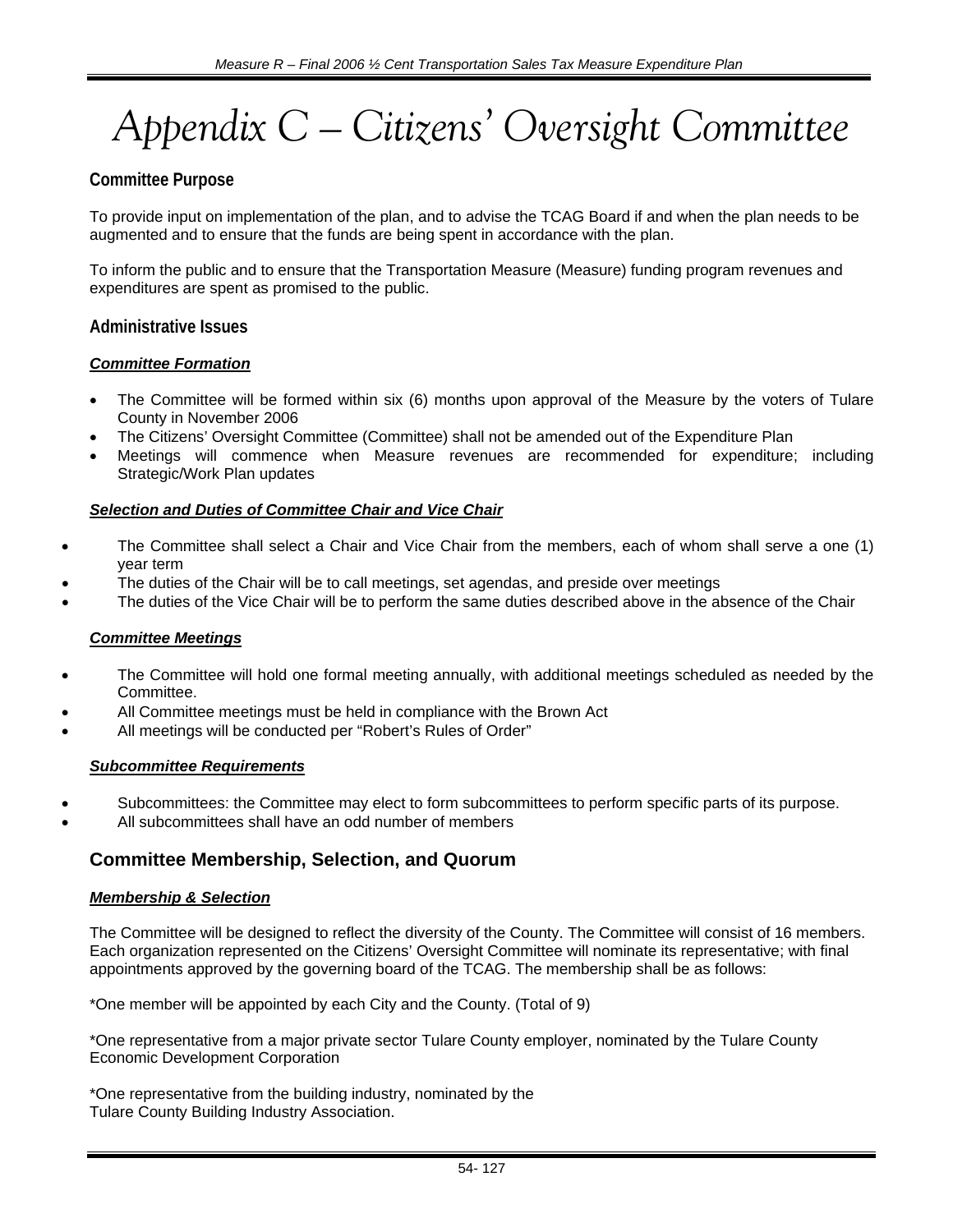# Appendix C – Citizens' Oversight Committee

## Committee Purpose

To provide input on implementation of the plan, and to advise the TCAG Board if and when the plan needs to be augmented and to ensure that the funds are being spent in accordance with the plan.

To inform the public and to ensure that the Transportation Measure (Measure) funding program revenues and expenditures are spent as promised to the public.

## Administrative Issues

### ***Committee Formation***

- The Committee will be formed within six (6) months upon approval of the Measure by the voters of Tulare County in November 2006
- The Citizens' Oversight Committee (Committee) shall not be amended out of the Expenditure Plan
- Meetings will commence when Measure revenues are recommended for expenditure; including Strategic/Work Plan updates

### ***Selection and Duties of Committee Chair and Vice Chair***

- The Committee shall select a Chair and Vice Chair from the members, each of whom shall serve a one (1) year term
- The duties of the Chair will be to call meetings, set agendas, and preside over meetings
- The duties of the Vice Chair will be to perform the same duties described above in the absence of the Chair

### ***Committee Meetings***

- The Committee will hold one formal meeting annually, with additional meetings scheduled as needed by the Committee.
- All Committee meetings must be held in compliance with the Brown Act
- All meetings will be conducted per "Robert's Rules of Order"

### ***Subcommittee Requirements***

- Subcommittees: the Committee may elect to form subcommittees to perform specific parts of its purpose.
- All subcommittees shall have an odd number of members

## Committee Membership, Selection, and Quorum

### ***Membership & Selection***

The Committee will be designed to reflect the diversity of the County. The Committee will consist of 16 members. Each organization represented on the Citizens' Oversight Committee will nominate its representative; with final appointments approved by the governing board of the TCAG. The membership shall be as follows:

*One member will be appointed by each City and the County. (Total of 9)

*One representative from a major private sector Tulare County employer, nominated by the Tulare County Economic Development Corporation

*One representative from the building industry, nominated by the Tulare County Building Industry Association.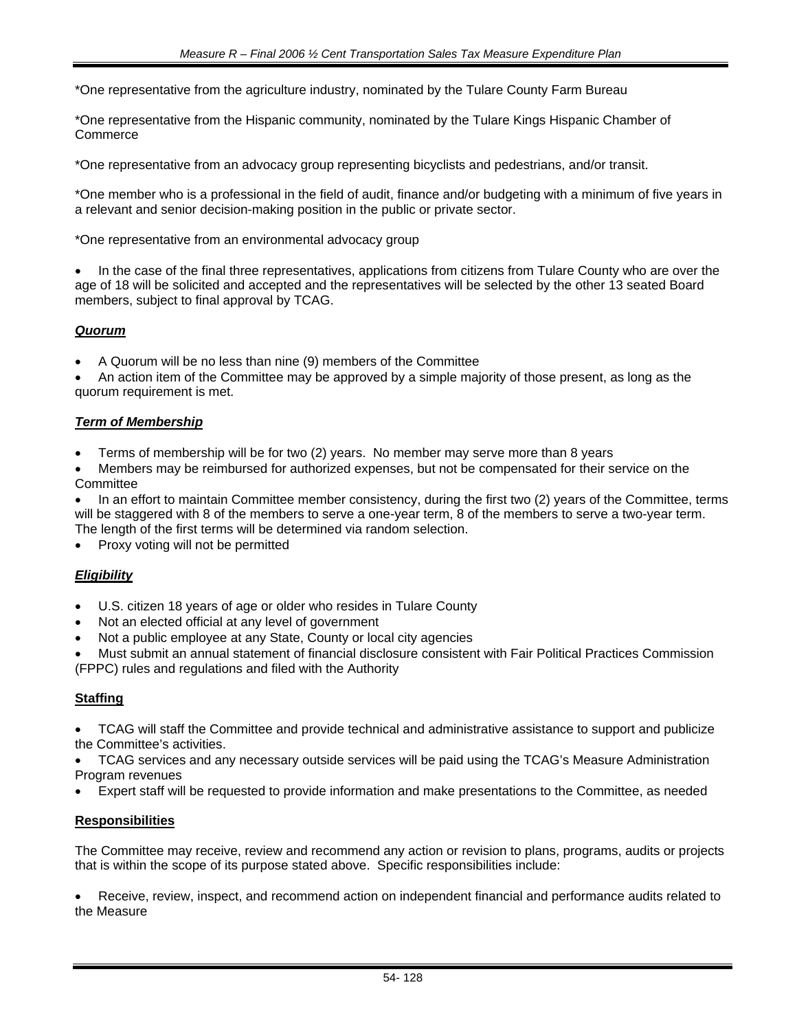*One representative from the agriculture industry, nominated by the Tulare County Farm Bureau

*One representative from the Hispanic community, nominated by the Tulare Kings Hispanic Chamber of Commerce

*One representative from an advocacy group representing bicyclists and pedestrians, and/or transit.

*One member who is a professional in the field of audit, finance and/or budgeting with a minimum of five years in a relevant and senior decision-making position in the public or private sector.

*One representative from an environmental advocacy group

- In the case of the final three representatives, applications from citizens from Tulare County who are over the age of 18 will be solicited and accepted and the representatives will be selected by the other 13 seated Board members, subject to final approval by TCAG.

***Quorum***

- A Quorum will be no less than nine (9) members of the Committee
- An action item of the Committee may be approved by a simple majority of those present, as long as the quorum requirement is met.

***Term of Membership***

- Terms of membership will be for two (2) years. No member may serve more than 8 years
- Members may be reimbursed for authorized expenses, but not be compensated for their service on the Committee
- In an effort to maintain Committee member consistency, during the first two (2) years of the Committee, terms will be staggered with 8 of the members to serve a one-year term, 8 of the members to serve a two-year term. The length of the first terms will be determined via random selection.
- Proxy voting will not be permitted

***Eligibility***

- U.S. citizen 18 years of age or older who resides in Tulare County
- Not an elected official at any level of government
- Not a public employee at any State, County or local city agencies
- Must submit an annual statement of financial disclosure consistent with Fair Political Practices Commission (FPPC) rules and regulations and filed with the Authority

**Staffing**

- TCAG will staff the Committee and provide technical and administrative assistance to support and publicize the Committee's activities.
- TCAG services and any necessary outside services will be paid using the TCAG's Measure Administration Program revenues
- Expert staff will be requested to provide information and make presentations to the Committee, as needed

**Responsibilities**

The Committee may receive, review and recommend any action or revision to plans, programs, audits or projects that is within the scope of its purpose stated above. Specific responsibilities include:

- Receive, review, inspect, and recommend action on independent financial and performance audits related to the Measure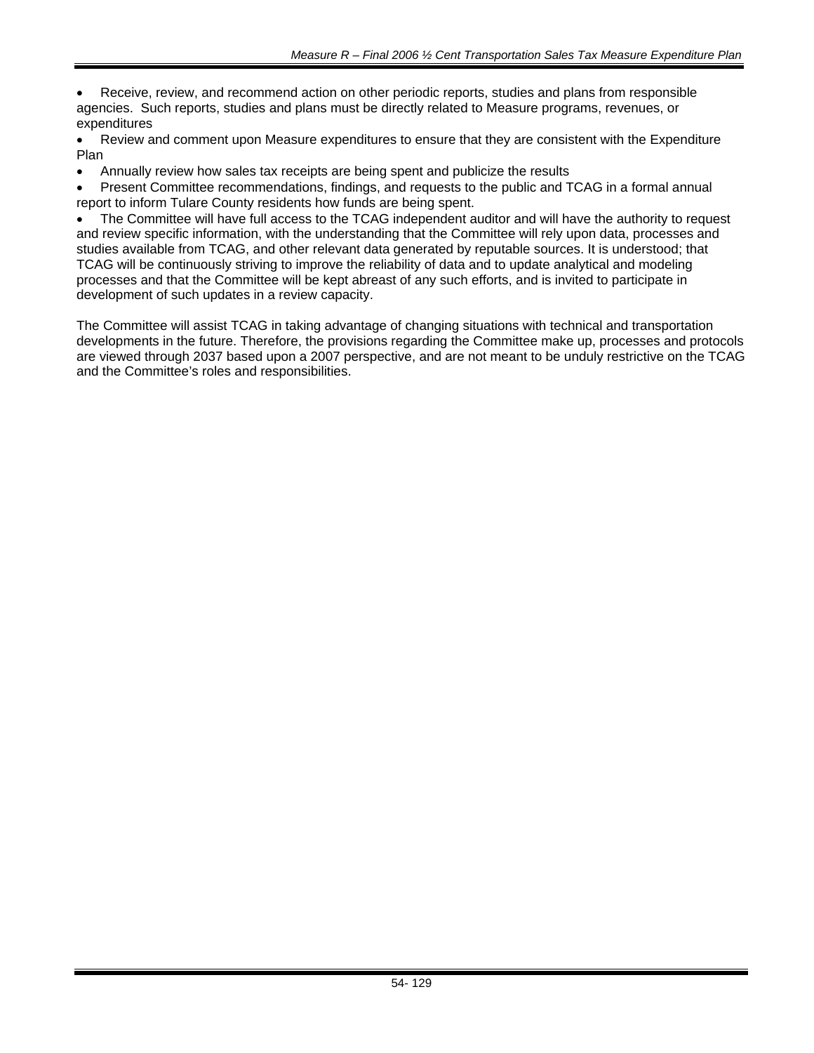- Receive, review, and recommend action on other periodic reports, studies and plans from responsible agencies. Such reports, studies and plans must be directly related to Measure programs, revenues, or expenditures
- Review and comment upon Measure expenditures to ensure that they are consistent with the Expenditure Plan
- Annually review how sales tax receipts are being spent and publicize the results
- Present Committee recommendations, findings, and requests to the public and TCAG in a formal annual report to inform Tulare County residents how funds are being spent.
- The Committee will have full access to the TCAG independent auditor and will have the authority to request and review specific information, with the understanding that the Committee will rely upon data, processes and studies available from TCAG, and other relevant data generated by reputable sources. It is understood; that TCAG will be continuously striving to improve the reliability of data and to update analytical and modeling processes and that the Committee will be kept abreast of any such efforts, and is invited to participate in development of such updates in a review capacity.

The Committee will assist TCAG in taking advantage of changing situations with technical and transportation developments in the future. Therefore, the provisions regarding the Committee make up, processes and protocols are viewed through 2037 based upon a 2007 perspective, and are not meant to be unduly restrictive on the TCAG and the Committee's roles and responsibilities.